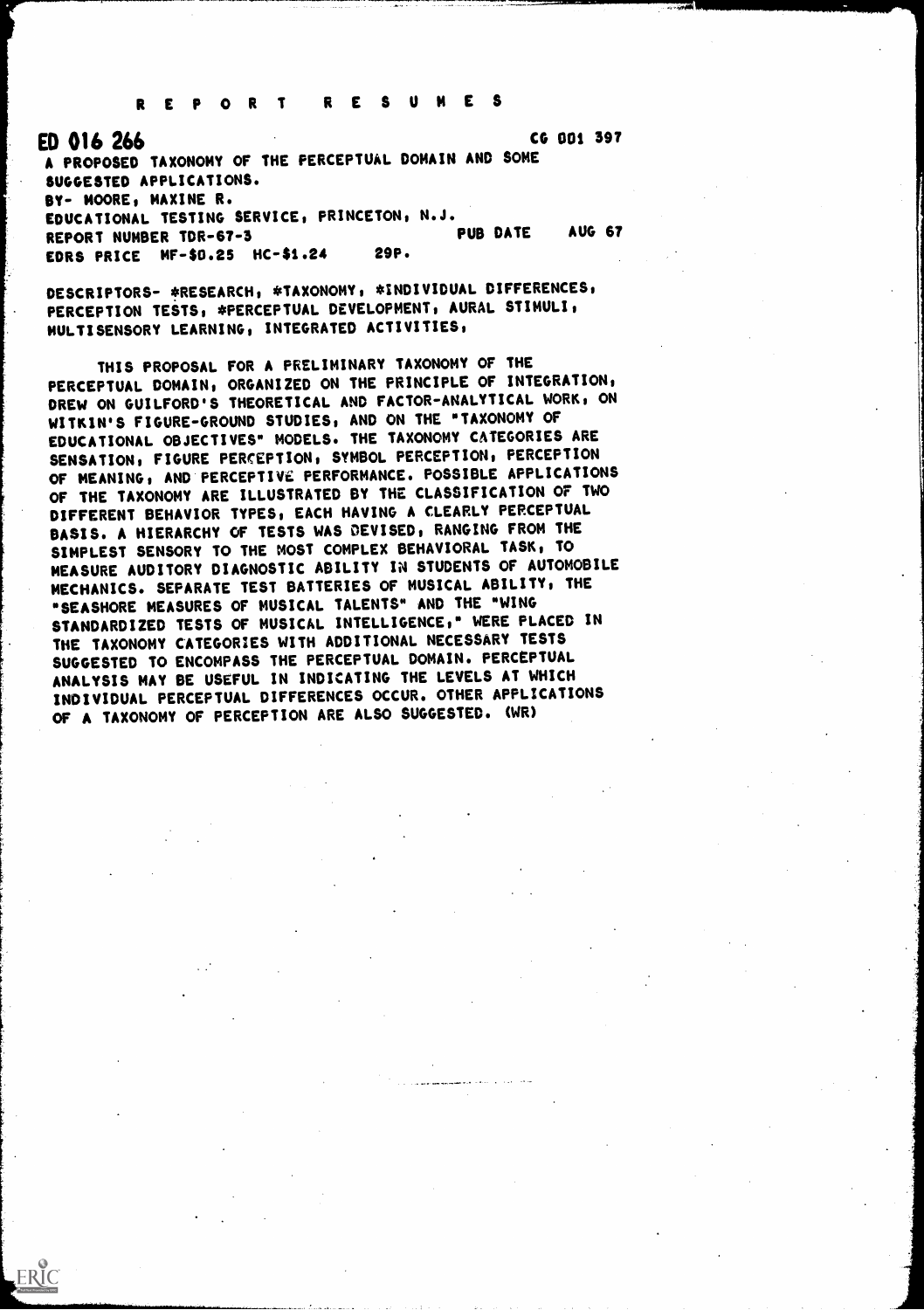# R E P O R T   R E S U M E S

**ED 016 266** CG 001 397

A PROPOSED TAXONOMY OF THE PERCEPTUAL DOMAIN AND SOME SUGGESTED APPLICATIONS.
BY- MOORE, MAXINE R.
EDUCATIONAL TESTING SERVICE, PRINCETON, N.J.
REPORT NUMBER TDR-67-3 PUB DATE AUG 67
EDRS PRICE MF-$0.25 HC-$1.24 29P.

DESCRIPTORS- *RESEARCH, *TAXONOMY, *INDIVIDUAL DIFFERENCES, PERCEPTION TESTS, *PERCEPTUAL DEVELOPMENT, AURAL STIMULI, MULTISENSORY LEARNING, INTEGRATED ACTIVITIES,

THIS PROPOSAL FOR A PRELIMINARY TAXONOMY OF THE PERCEPTUAL DOMAIN, ORGANIZED ON THE PRINCIPLE OF INTEGRATION, DREW ON GUILFORD'S THEORETICAL AND FACTOR-ANALYTICAL WORK, ON WITKIN'S FIGURE-GROUND STUDIES, AND ON THE "TAXONOMY OF EDUCATIONAL OBJECTIVES" MODELS. THE TAXONOMY CATEGORIES ARE SENSATION, FIGURE PERCEPTION, SYMBOL PERCEPTION, PERCEPTION OF MEANING, AND PERCEPTIVE PERFORMANCE. POSSIBLE APPLICATIONS OF THE TAXONOMY ARE ILLUSTRATED BY THE CLASSIFICATION OF TWO DIFFERENT BEHAVIOR TYPES, EACH HAVING A CLEARLY PERCEPTUAL BASIS. A HIERARCHY OF TESTS WAS DEVISED, RANGING FROM THE SIMPLEST SENSORY TO THE MOST COMPLEX BEHAVIORAL TASK, TO MEASURE AUDITORY DIAGNOSTIC ABILITY IN STUDENTS OF AUTOMOBILE MECHANICS. SEPARATE TEST BATTERIES OF MUSICAL ABILITY, THE "SEASHORE MEASURES OF MUSICAL TALENTS" AND THE "WING STANDARDIZED TESTS OF MUSICAL INTELLIGENCE," WERE PLACED IN THE TAXONOMY CATEGORIES WITH ADDITIONAL NECESSARY TESTS SUGGESTED TO ENCOMPASS THE PERCEPTUAL DOMAIN. PERCEPTUAL ANALYSIS MAY BE USEFUL IN INDICATING THE LEVELS AT WHICH INDIVIDUAL PERCEPTUAL DIFFERENCES OCCUR. OTHER APPLICATIONS OF A TAXONOMY OF PERCEPTION ARE ALSO SUGGESTED. (WR)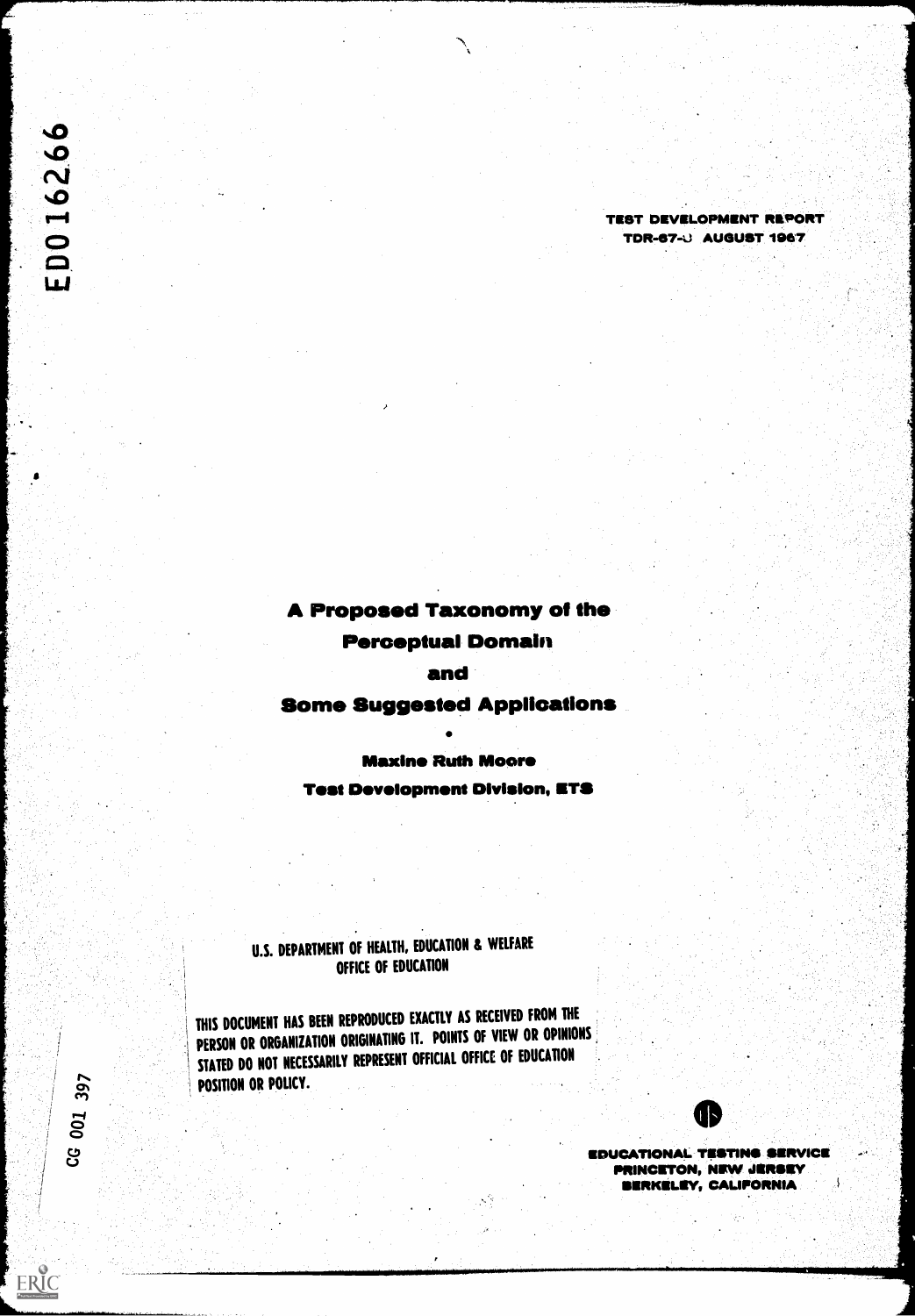ED016266

TEST DEVELOPMENT REPORT
TDR-67-U AUGUST 1967

# A Proposed Taxonomy of the Perceptual Domain and Some Suggested Applications

•

**Maxine Ruth Moore**
**Test Development Division, ETS**

U.S. DEPARTMENT OF HEALTH, EDUCATION & WELFARE
OFFICE OF EDUCATION

THIS DOCUMENT HAS BEEN REPRODUCED EXACTLY AS RECEIVED FROM THE PERSON OR ORGANIZATION ORIGINATING IT. POINTS OF VIEW OR OPINIONS STATED DO NOT NECESSARILY REPRESENT OFFICIAL OFFICE OF EDUCATION POSITION OR POLICY.

CG 001 397

EDUCATIONAL TESTING SERVICE
PRINCETON, NEW JERSEY
BERKELEY, CALIFORNIA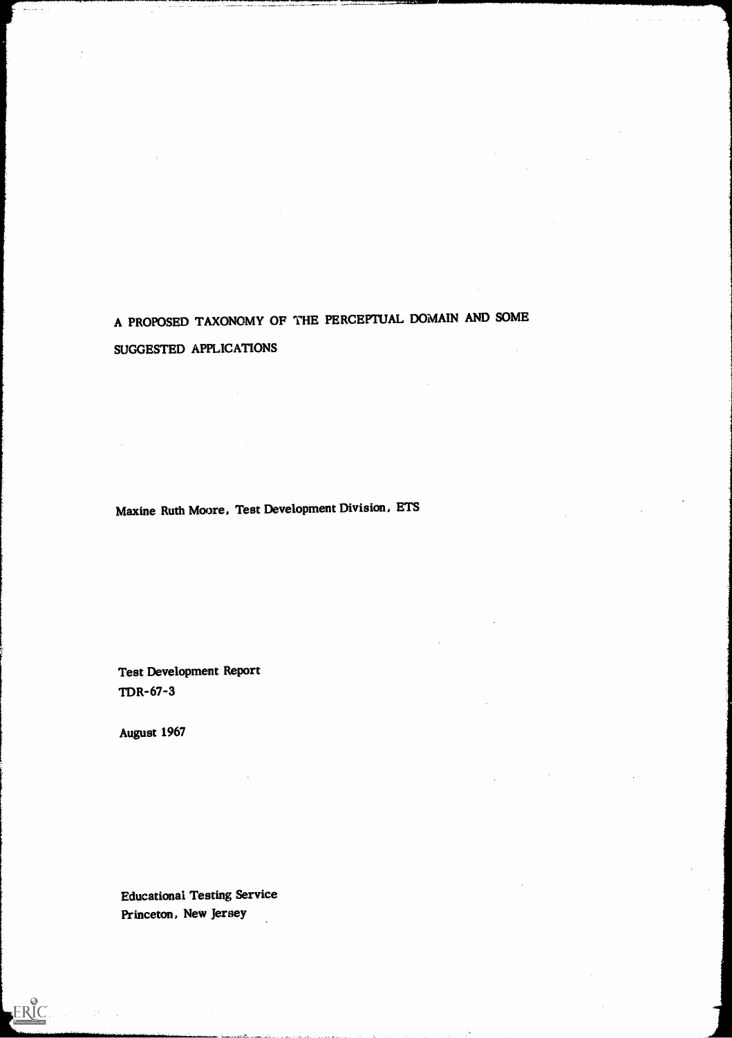# A PROPOSED TAXONOMY OF THE PERCEPTUAL DOMAIN AND SOME SUGGESTED APPLICATIONS

Maxine Ruth Moore, Test Development Division, ETS

Test Development Report
TDR-67-3

August 1967

Educational Testing Service
Princeton, New Jersey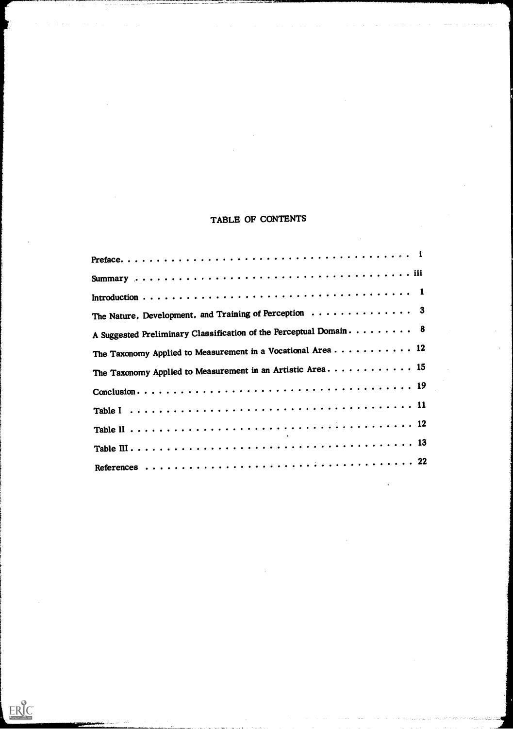# TABLE OF CONTENTS

| | |
|---|---|
| Preface | i |
| Summary | iii |
| Introduction | 1 |
| The Nature, Development, and Training of Perception | 3 |
| A Suggested Preliminary Classification of the Perceptual Domain | 8 |
| The Taxonomy Applied to Measurement in a Vocational Area | 12 |
| The Taxonomy Applied to Measurement in an Artistic Area | 15 |
| Conclusion | 19 |
| Table I | 11 |
| Table II | 12 |
| Table III | 13 |
| References | 22 |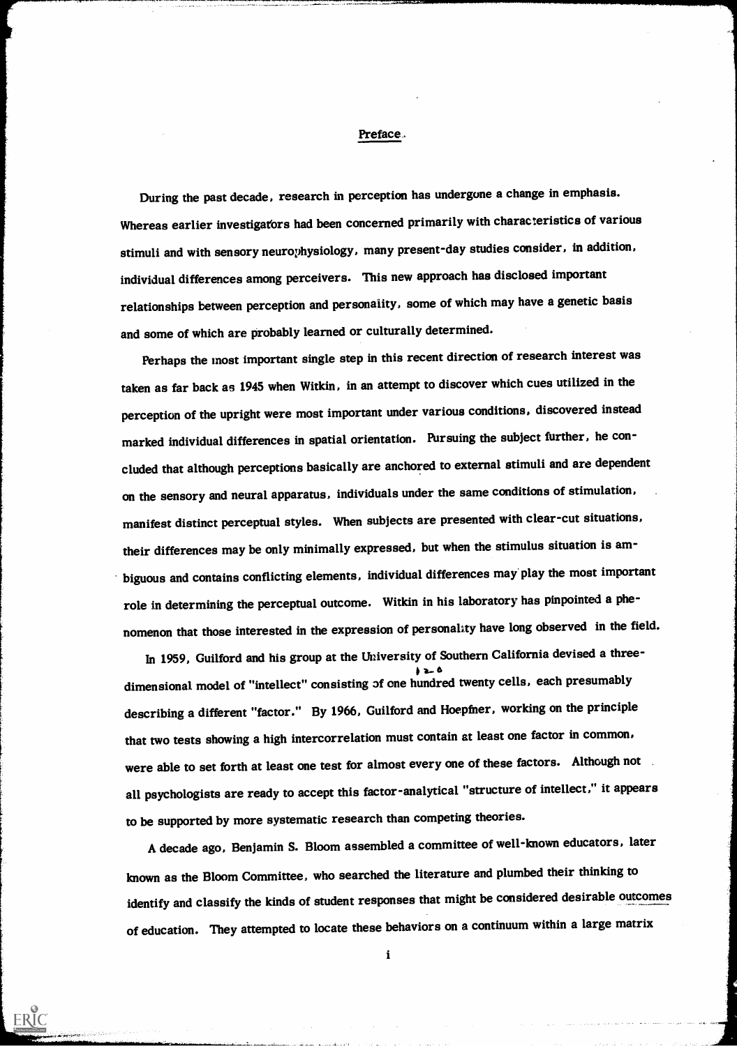## Preface

During the past decade, research in perception has undergone a change in emphasis. Whereas earlier investigators had been concerned primarily with characteristics of various stimuli and with sensory neurophysiology, many present-day studies consider, in addition, individual differences among perceivers. This new approach has disclosed important relationships between perception and personality, some of which may have a genetic basis and some of which are probably learned or culturally determined.

Perhaps the most important single step in this recent direction of research interest was taken as far back as 1945 when Witkin, in an attempt to discover which cues utilized in the perception of the upright were most important under various conditions, discovered instead marked individual differences in spatial orientation. Pursuing the subject further, he concluded that although perceptions basically are anchored to external stimuli and are dependent on the sensory and neural apparatus, individuals under the same conditions of stimulation, manifest distinct perceptual styles. When subjects are presented with clear-cut situations, their differences may be only minimally expressed, but when the stimulus situation is ambiguous and contains conflicting elements, individual differences may play the most important role in determining the perceptual outcome. Witkin in his laboratory has pinpointed a phenomenon that those interested in the expression of personality have long observed in the field.

In 1959, Guilford and his group at the University of Southern California devised a three-dimensional model of "intellect" consisting of one hundred twenty cells, each presumably describing a different "factor." By 1966, Guilford and Hoepfner, working on the principle that two tests showing a high intercorrelation must contain at least one factor in common, were able to set forth at least one test for almost every one of these factors. Although not all psychologists are ready to accept this factor-analytical "structure of intellect," it appears to be supported by more systematic research than competing theories.

A decade ago, Benjamin S. Bloom assembled a committee of well-known educators, later known as the Bloom Committee, who searched the literature and plumbed their thinking to identify and classify the kinds of student responses that might be considered desirable outcomes of education. They attempted to locate these behaviors on a continuum within a large matrix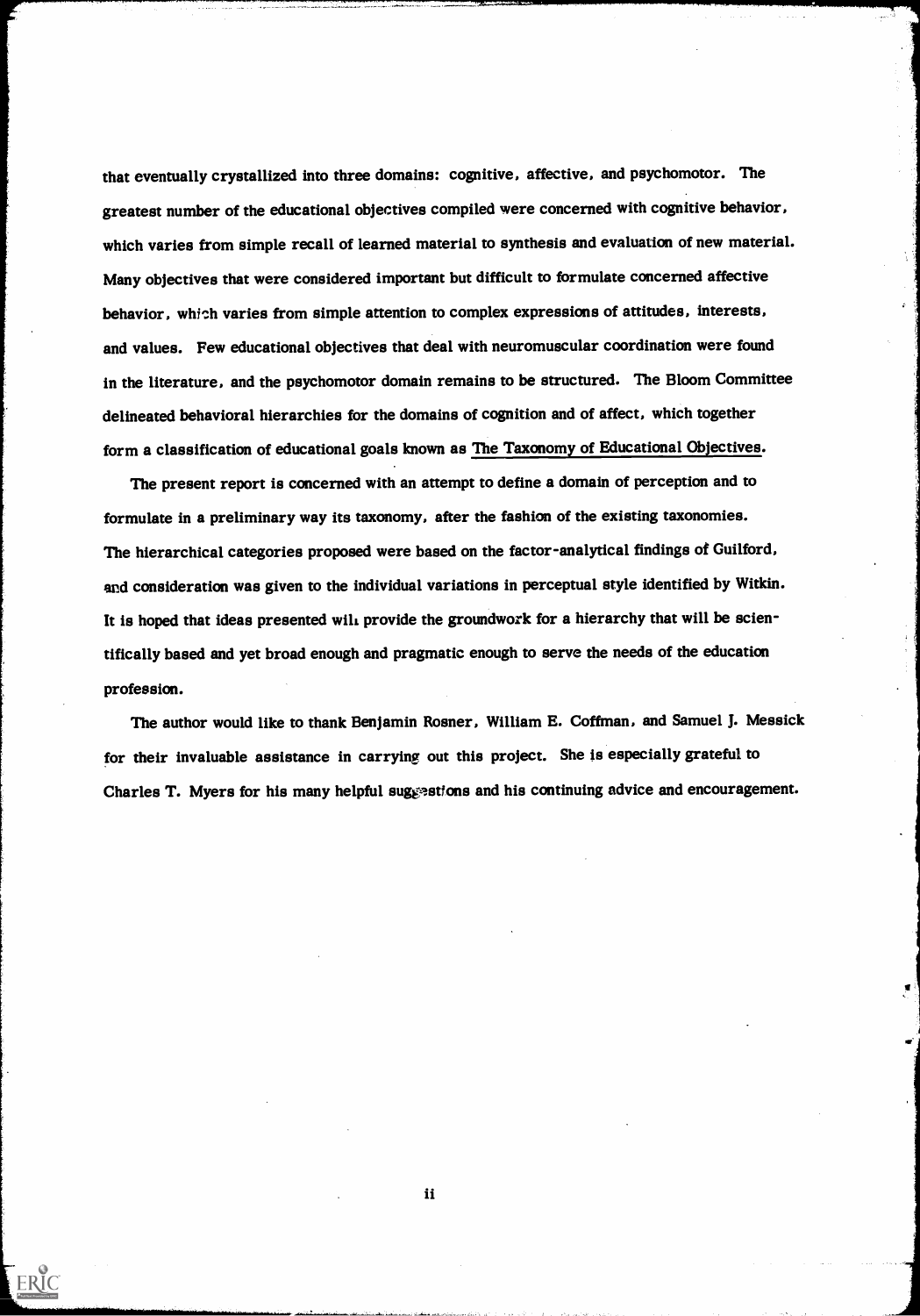that eventually crystallized into three domains: cognitive, affective, and psychomotor. The greatest number of the educational objectives compiled were concerned with cognitive behavior, which varies from simple recall of learned material to synthesis and evaluation of new material. Many objectives that were considered important but difficult to formulate concerned affective behavior, which varies from simple attention to complex expressions of attitudes, interests, and values. Few educational objectives that deal with neuromuscular coordination were found in the literature, and the psychomotor domain remains to be structured. The Bloom Committee delineated behavioral hierarchies for the domains of cognition and of affect, which together form a classification of educational goals known as The Taxonomy of Educational Objectives.

The present report is concerned with an attempt to define a domain of perception and to formulate in a preliminary way its taxonomy, after the fashion of the existing taxonomies. The hierarchical categories proposed were based on the factor-analytical findings of Guilford, and consideration was given to the individual variations in perceptual style identified by Witkin. It is hoped that ideas presented will provide the groundwork for a hierarchy that will be scientifically based and yet broad enough and pragmatic enough to serve the needs of the education profession.

The author would like to thank Benjamin Rosner, William E. Coffman, and Samuel J. Messick for their invaluable assistance in carrying out this project. She is especially grateful to Charles T. Myers for his many helpful suggestions and his continuing advice and encouragement.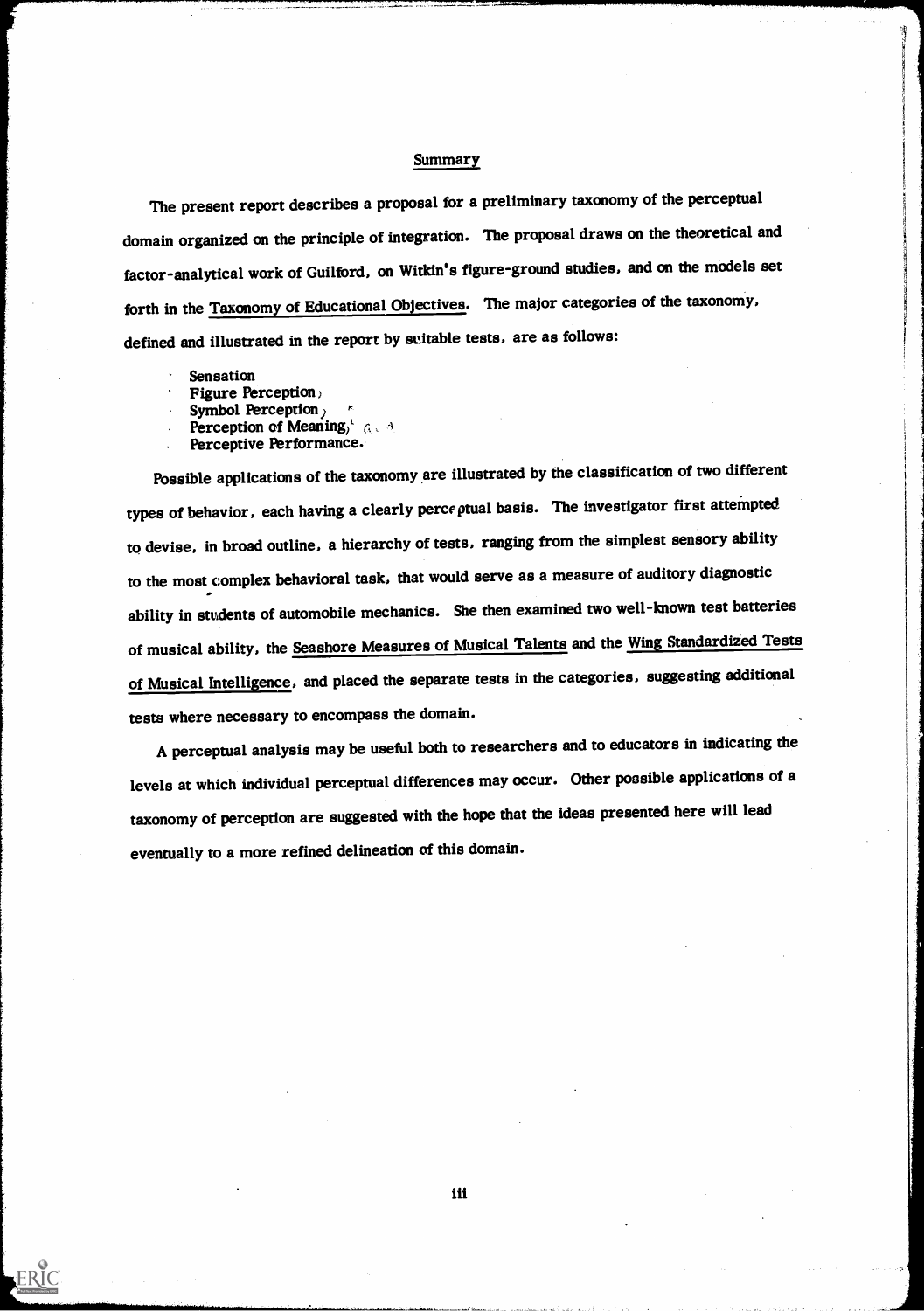## Summary

The present report describes a proposal for a preliminary taxonomy of the perceptual domain organized on the principle of integration. The proposal draws on the theoretical and factor-analytical work of Guilford, on Witkin's figure-ground studies, and on the models set forth in the Taxonomy of Educational Objectives. The major categories of the taxonomy, defined and illustrated in the report by suitable tests, are as follows:

- Sensation
- Figure Perception
- Symbol Perception
- Perception of Meaning
- Perceptive Performance.

Possible applications of the taxonomy are illustrated by the classification of two different types of behavior, each having a clearly perceptual basis. The investigator first attempted to devise, in broad outline, a hierarchy of tests, ranging from the simplest sensory ability to the most complex behavioral task, that would serve as a measure of auditory diagnostic ability in students of automobile mechanics. She then examined two well-known test batteries of musical ability, the Seashore Measures of Musical Talents and the Wing Standardized Tests of Musical Intelligence, and placed the separate tests in the categories, suggesting additional tests where necessary to encompass the domain.

A perceptual analysis may be useful both to researchers and to educators in indicating the levels at which individual perceptual differences may occur. Other possible applications of a taxonomy of perception are suggested with the hope that the ideas presented here will lead eventually to a more refined delineation of this domain.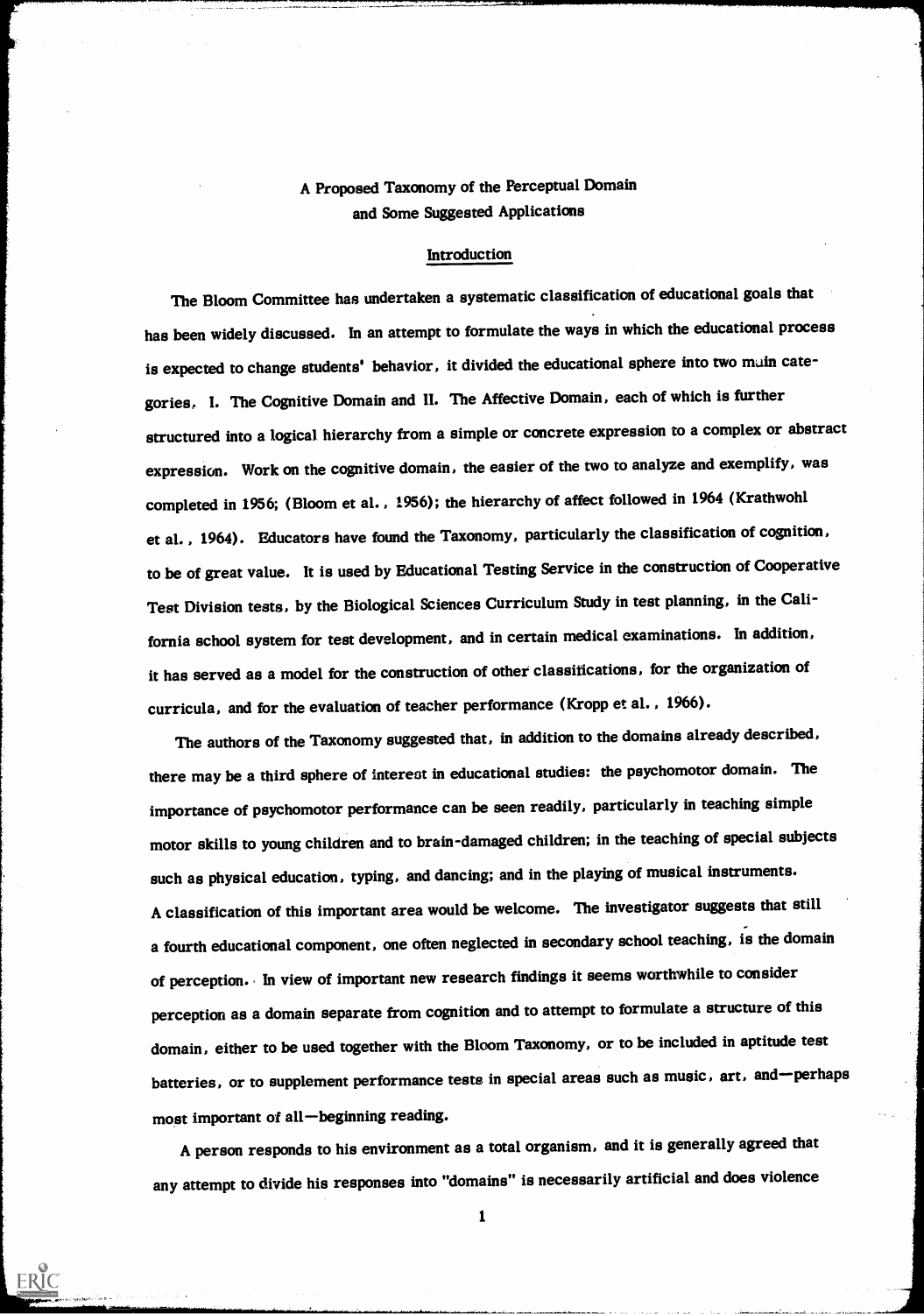# A Proposed Taxonomy of the Perceptual Domain and Some Suggested Applications

## Introduction

The Bloom Committee has undertaken a systematic classification of educational goals that has been widely discussed. In an attempt to formulate the ways in which the educational process is expected to change students' behavior, it divided the educational sphere into two main categories, I. The Cognitive Domain and II. The Affective Domain, each of which is further structured into a logical hierarchy from a simple or concrete expression to a complex or abstract expression. Work on the cognitive domain, the easier of the two to analyze and exemplify, was completed in 1956; (Bloom et al., 1956); the hierarchy of affect followed in 1964 (Krathwohl et al., 1964). Educators have found the Taxonomy, particularly the classification of cognition, to be of great value. It is used by Educational Testing Service in the construction of Cooperative Test Division tests, by the Biological Sciences Curriculum Study in test planning, in the California school system for test development, and in certain medical examinations. In addition, it has served as a model for the construction of other classifications, for the organization of curricula, and for the evaluation of teacher performance (Kropp et al., 1966).

The authors of the Taxonomy suggested that, in addition to the domains already described, there may be a third sphere of interest in educational studies: the psychomotor domain. The importance of psychomotor performance can be seen readily, particularly in teaching simple motor skills to young children and to brain-damaged children; in the teaching of special subjects such as physical education, typing, and dancing; and in the playing of musical instruments. A classification of this important area would be welcome. The investigator suggests that still a fourth educational component, one often neglected in secondary school teaching, is the domain of perception. In view of important new research findings it seems worthwhile to consider perception as a domain separate from cognition and to attempt to formulate a structure of this domain, either to be used together with the Bloom Taxonomy, or to be included in aptitude test batteries, or to supplement performance tests in special areas such as music, art, and—perhaps most important of all—beginning reading.

A person responds to his environment as a total organism, and it is generally agreed that any attempt to divide his responses into "domains" is necessarily artificial and does violence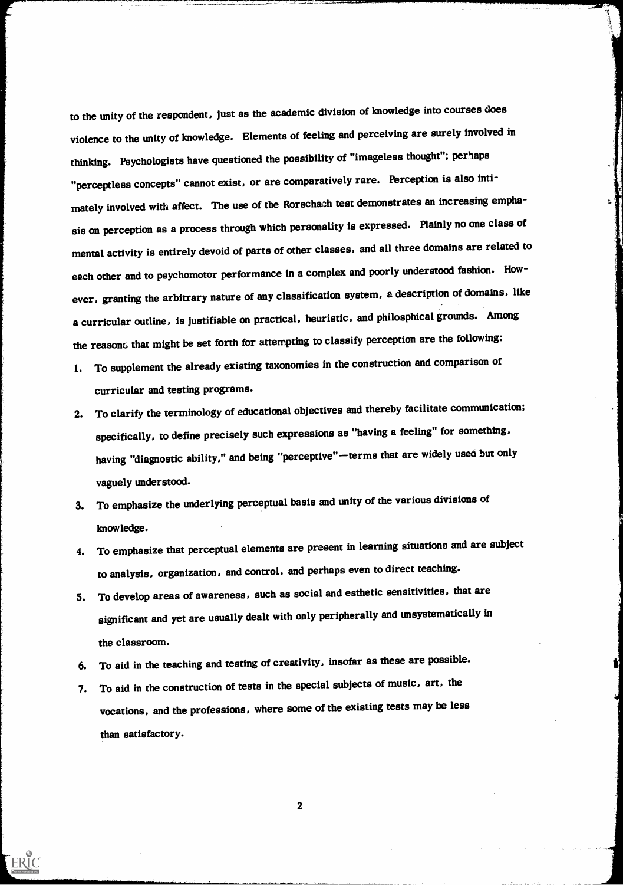to the unity of the respondent, just as the academic division of knowledge into courses does violence to the unity of knowledge. Elements of feeling and perceiving are surely involved in thinking. Psychologists have questioned the possibility of "imageless thought"; perhaps "perceptless concepts" cannot exist, or are comparatively rare. Perception is also intimately involved with affect. The use of the Rorschach test demonstrates an increasing emphasis on perception as a process through which personality is expressed. Plainly no one class of mental activity is entirely devoid of parts of other classes, and all three domains are related to each other and to psychomotor performance in a complex and poorly understood fashion. However, granting the arbitrary nature of any classification system, a description of domains, like a curricular outline, is justifiable on practical, heuristic, and philosphical grounds. Among the reasons that might be set forth for attempting to classify perception are the following:

1. To supplement the already existing taxonomies in the construction and comparison of curricular and testing programs.
2. To clarify the terminology of educational objectives and thereby facilitate communication; specifically, to define precisely such expressions as "having a feeling" for something, having "diagnostic ability," and being "perceptive"—terms that are widely used but only vaguely understood.
3. To emphasize the underlying perceptual basis and unity of the various divisions of knowledge.
4. To emphasize that perceptual elements are present in learning situations and are subject to analysis, organization, and control, and perhaps even to direct teaching.
5. To develop areas of awareness, such as social and esthetic sensitivities, that are significant and yet are usually dealt with only peripherally and unsystematically in the classroom.
6. To aid in the teaching and testing of creativity, insofar as these are possible.
7. To aid in the construction of tests in the special subjects of music, art, the vocations, and the professions, where some of the existing tests may be less than satisfactory.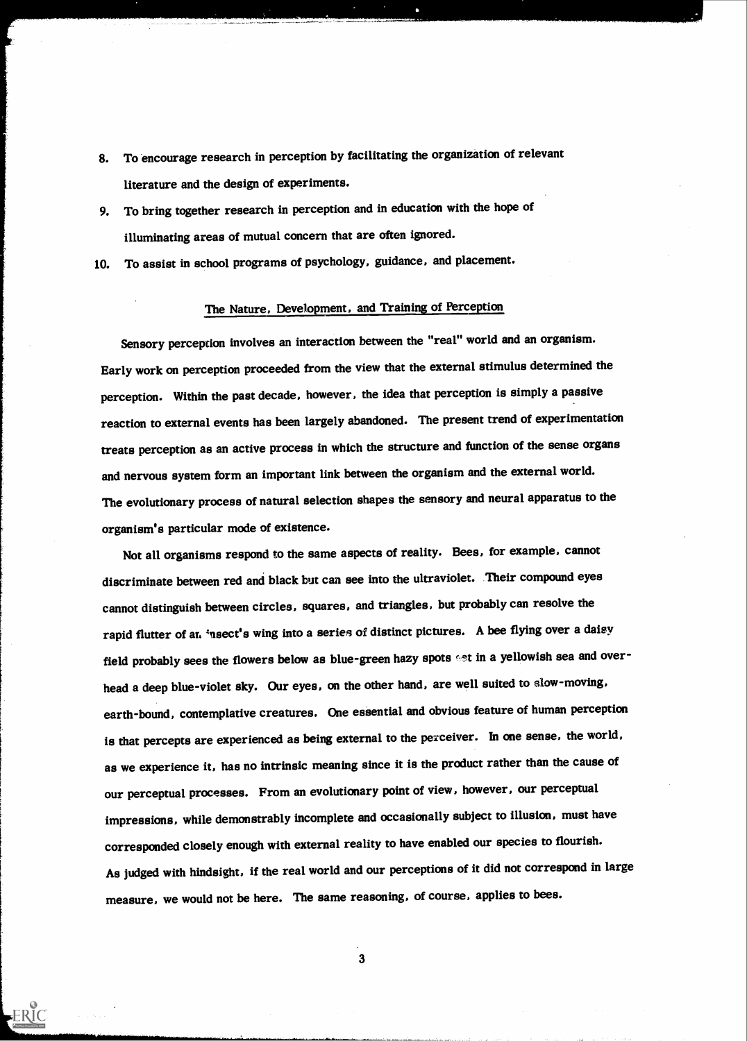8. To encourage research in perception by facilitating the organization of relevant literature and the design of experiments.
9. To bring together research in perception and in education with the hope of illuminating areas of mutual concern that are often ignored.
10. To assist in school programs of psychology, guidance, and placement.

## The Nature, Development, and Training of Perception

Sensory perception involves an interaction between the "real" world and an organism. Early work on perception proceeded from the view that the external stimulus determined the perception. Within the past decade, however, the idea that perception is simply a passive reaction to external events has been largely abandoned. The present trend of experimentation treats perception as an active process in which the structure and function of the sense organs and nervous system form an important link between the organism and the external world. The evolutionary process of natural selection shapes the sensory and neural apparatus to the organism's particular mode of existence.

Not all organisms respond to the same aspects of reality. Bees, for example, cannot discriminate between red and black but can see into the ultraviolet. Their compound eyes cannot distinguish between circles, squares, and triangles, but probably can resolve the rapid flutter of an insect's wing into a series of distinct pictures. A bee flying over a daisy field probably sees the flowers below as blue-green hazy spots set in a yellowish sea and overhead a deep blue-violet sky. Our eyes, on the other hand, are well suited to slow-moving, earth-bound, contemplative creatures. One essential and obvious feature of human perception is that percepts are experienced as being external to the perceiver. In one sense, the world, as we experience it, has no intrinsic meaning since it is the product rather than the cause of our perceptual processes. From an evolutionary point of view, however, our perceptual impressions, while demonstrably incomplete and occasionally subject to illusion, must have corresponded closely enough with external reality to have enabled our species to flourish. As judged with hindsight, if the real world and our perceptions of it did not correspond in large measure, we would not be here. The same reasoning, of course, applies to bees.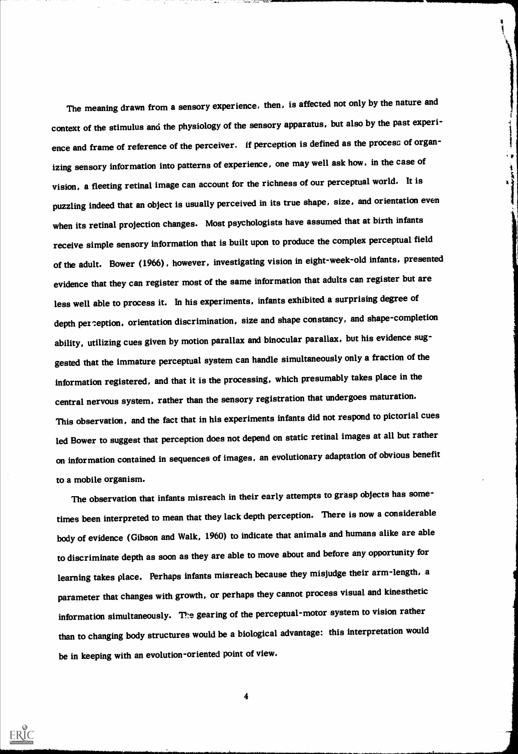The meaning drawn from a sensory experience, then, is affected not only by the nature and context of the stimulus and the physiology of the sensory apparatus, but also by the past experience and frame of reference of the perceiver. If perception is defined as the process of organizing sensory information into patterns of experience, one may well ask how, in the case of vision, a fleeting retinal image can account for the richness of our perceptual world. It is puzzling indeed that an object is usually perceived in its true shape, size, and orientation even when its retinal projection changes. Most psychologists have assumed that at birth infants receive simple sensory information that is built upon to produce the complex perceptual field of the adult. Bower (1966), however, investigating vision in eight-week-old infants, presented evidence that they can register most of the same information that adults can register but are less well able to process it. In his experiments, infants exhibited a surprising degree of depth perception, orientation discrimination, size and shape constancy, and shape-completion ability, utilizing cues given by motion parallax and binocular parallax, but his evidence suggested that the immature perceptual system can handle simultaneously only a fraction of the information registered, and that it is the processing, which presumably takes place in the central nervous system, rather than the sensory registration that undergoes maturation. This observation, and the fact that in his experiments infants did not respond to pictorial cues led Bower to suggest that perception does not depend on static retinal images at all but rather on information contained in sequences of images, an evolutionary adaptation of obvious benefit to a mobile organism.

The observation that infants misreach in their early attempts to grasp objects has sometimes been interpreted to mean that they lack depth perception. There is now a considerable body of evidence (Gibson and Walk, 1960) to indicate that animals and humans alike are able to discriminate depth as soon as they are able to move about and before any opportunity for learning takes place. Perhaps infants misreach because they misjudge their arm-length, a parameter that changes with growth, or perhaps they cannot process visual and kinesthetic information simultaneously. The gearing of the perceptual-motor system to vision rather than to changing body structures would be a biological advantage: this interpretation would be in keeping with an evolution-oriented point of view.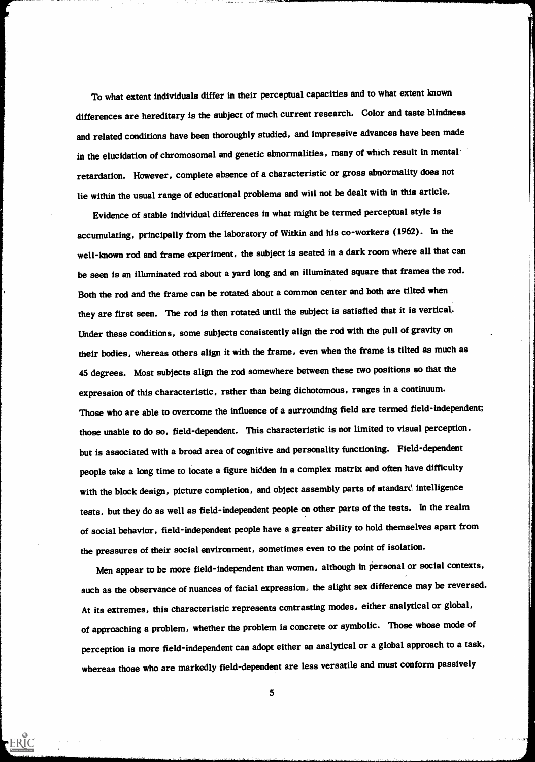To what extent individuals differ in their perceptual capacities and to what extent known differences are hereditary is the subject of much current research. Color and taste blindness and related conditions have been thoroughly studied, and impressive advances have been made in the elucidation of chromosomal and genetic abnormalities, many of which result in mental retardation. However, complete absence of a characteristic or gross abnormality does not lie within the usual range of educational problems and will not be dealt with in this article.

Evidence of stable individual differences in what might be termed perceptual style is accumulating, principally from the laboratory of Witkin and his co-workers (1962). In the well-known rod and frame experiment, the subject is seated in a dark room where all that can be seen is an illuminated rod about a yard long and an illuminated square that frames the rod. Both the rod and the frame can be rotated about a common center and both are tilted when they are first seen. The rod is then rotated until the subject is satisfied that it is vertical. Under these conditions, some subjects consistently align the rod with the pull of gravity on their bodies, whereas others align it with the frame, even when the frame is tilted as much as 45 degrees. Most subjects align the rod somewhere between these two positions so that the expression of this characteristic, rather than being dichotomous, ranges in a continuum. Those who are able to overcome the influence of a surrounding field are termed field-independent; those unable to do so, field-dependent. This characteristic is not limited to visual perception, but is associated with a broad area of cognitive and personality functioning. Field-dependent people take a long time to locate a figure hidden in a complex matrix and often have difficulty with the block design, picture completion, and object assembly parts of standard intelligence tests, but they do as well as field-independent people on other parts of the tests. In the realm of social behavior, field-independent people have a greater ability to hold themselves apart from the pressures of their social environment, sometimes even to the point of isolation.

Men appear to be more field-independent than women, although in personal or social contexts, such as the observance of nuances of facial expression, the slight sex difference may be reversed. At its extremes, this characteristic represents contrasting modes, either analytical or global, of approaching a problem, whether the problem is concrete or symbolic. Those whose mode of perception is more field-independent can adopt either an analytical or a global approach to a task, whereas those who are markedly field-dependent are less versatile and must conform passively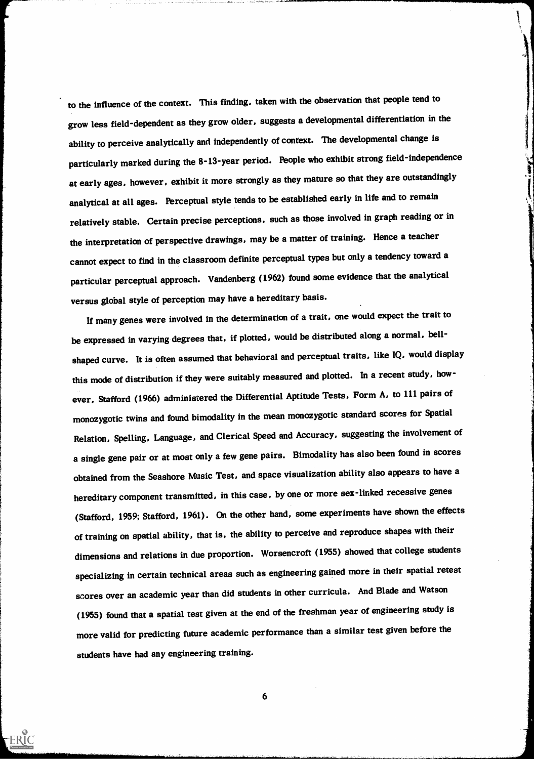to the influence of the context. This finding, taken with the observation that people tend to grow less field-dependent as they grow older, suggests a developmental differentiation in the ability to perceive analytically and independently of context. The developmental change is particularly marked during the 8-13-year period. People who exhibit strong field-independence at early ages, however, exhibit it more strongly as they mature so that they are outstandingly analytical at all ages. Perceptual style tends to be established early in life and to remain relatively stable. Certain precise perceptions, such as those involved in graph reading or in the interpretation of perspective drawings, may be a matter of training. Hence a teacher cannot expect to find in the classroom definite perceptual types but only a tendency toward a particular perceptual approach. Vandenberg (1962) found some evidence that the analytical versus global style of perception may have a hereditary basis.

If many genes were involved in the determination of a trait, one would expect the trait to be expressed in varying degrees that, if plotted, would be distributed along a normal, bell-shaped curve. It is often assumed that behavioral and perceptual traits, like IQ, would display this mode of distribution if they were suitably measured and plotted. In a recent study, however, Stafford (1966) administered the Differential Aptitude Tests, Form A, to 111 pairs of monozygotic twins and found bimodality in the mean monozygotic standard scores for Spatial Relation, Spelling, Language, and Clerical Speed and Accuracy, suggesting the involvement of a single gene pair or at most only a few gene pairs. Bimodality has also been found in scores obtained from the Seashore Music Test, and space visualization ability also appears to have a hereditary component transmitted, in this case, by one or more sex-linked recessive genes (Stafford, 1959; Stafford, 1961). On the other hand, some experiments have shown the effects of training on spatial ability, that is, the ability to perceive and reproduce shapes with their dimensions and relations in due proportion. Worsencroft (1955) showed that college students specializing in certain technical areas such as engineering gained more in their spatial retest scores over an academic year than did students in other curricula. And Blade and Watson (1955) found that a spatial test given at the end of the freshman year of engineering study is more valid for predicting future academic performance than a similar test given before the students have had any engineering training.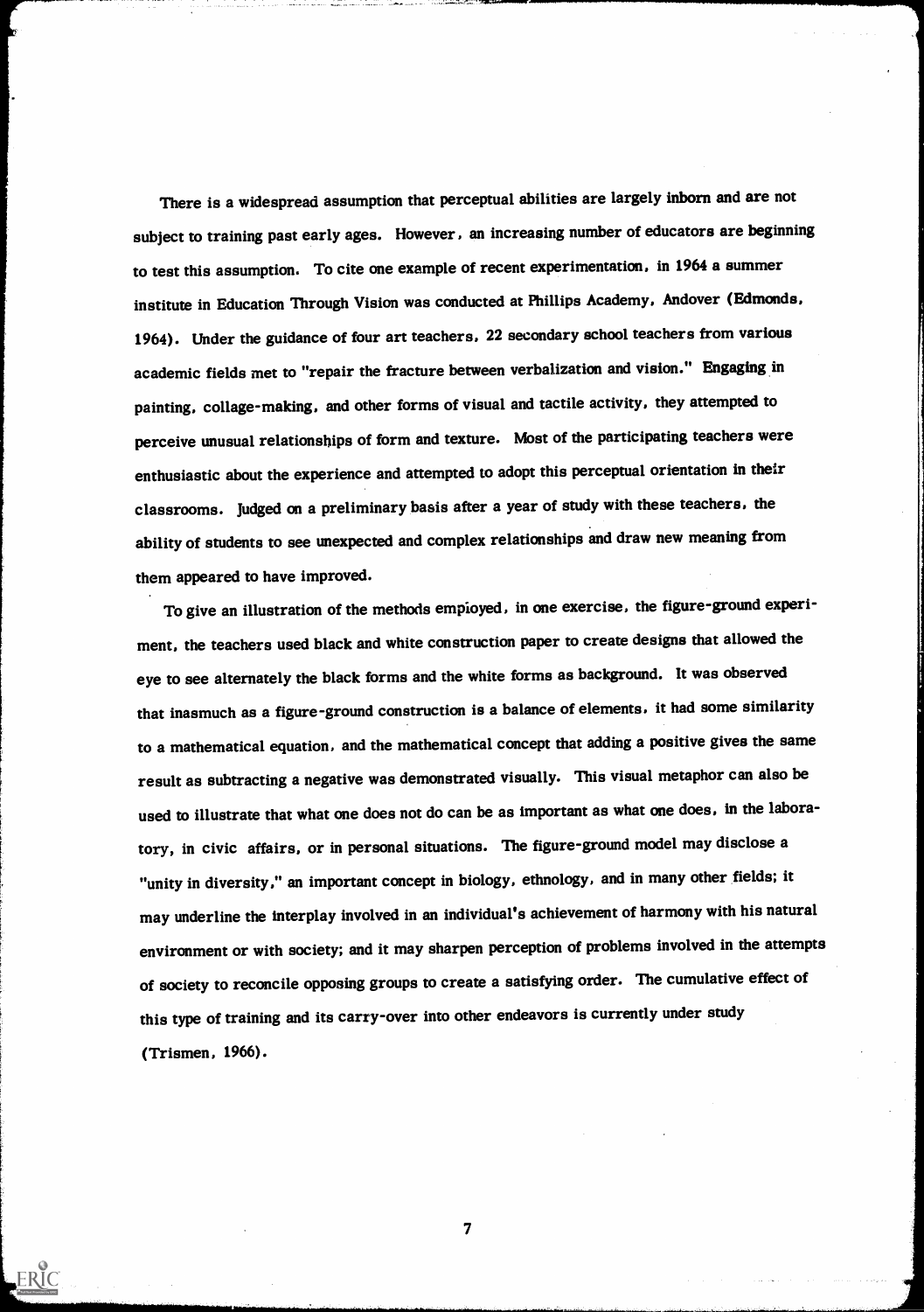There is a widespread assumption that perceptual abilities are largely inborn and are not subject to training past early ages. However, an increasing number of educators are beginning to test this assumption. To cite one example of recent experimentation, in 1964 a summer institute in Education Through Vision was conducted at Phillips Academy, Andover (Edmonds, 1964). Under the guidance of four art teachers, 22 secondary school teachers from various academic fields met to "repair the fracture between verbalization and vision." Engaging in painting, collage-making, and other forms of visual and tactile activity, they attempted to perceive unusual relationships of form and texture. Most of the participating teachers were enthusiastic about the experience and attempted to adopt this perceptual orientation in their classrooms. Judged on a preliminary basis after a year of study with these teachers, the ability of students to see unexpected and complex relationships and draw new meaning from them appeared to have improved.

To give an illustration of the methods employed, in one exercise, the figure-ground experiment, the teachers used black and white construction paper to create designs that allowed the eye to see alternately the black forms and the white forms as background. It was observed that inasmuch as a figure-ground construction is a balance of elements, it had some similarity to a mathematical equation, and the mathematical concept that adding a positive gives the same result as subtracting a negative was demonstrated visually. This visual metaphor can also be used to illustrate that what one does not do can be as important as what one does, in the laboratory, in civic affairs, or in personal situations. The figure-ground model may disclose a "unity in diversity," an important concept in biology, ethnology, and in many other fields; it may underline the interplay involved in an individual's achievement of harmony with his natural environment or with society; and it may sharpen perception of problems involved in the attempts of society to reconcile opposing groups to create a satisfying order. The cumulative effect of this type of training and its carry-over into other endeavors is currently under study (Trismen, 1966).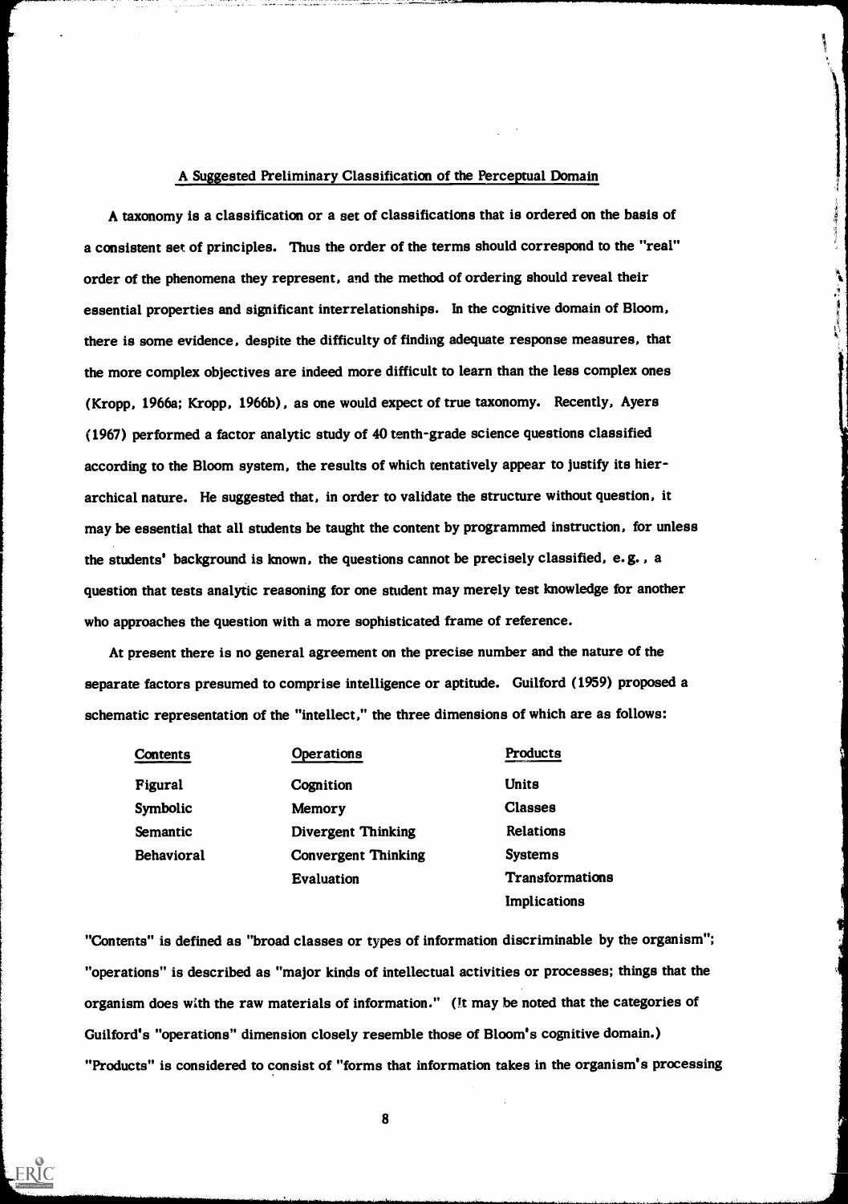## A Suggested Preliminary Classification of the Perceptual Domain

A taxonomy is a classification or a set of classifications that is ordered on the basis of a consistent set of principles. Thus the order of the terms should correspond to the "real" order of the phenomena they represent, and the method of ordering should reveal their essential properties and significant interrelationships. In the cognitive domain of Bloom, there is some evidence, despite the difficulty of finding adequate response measures, that the more complex objectives are indeed more difficult to learn than the less complex ones (Kropp, 1966a; Kropp, 1966b), as one would expect of true taxonomy. Recently, Ayers (1967) performed a factor analytic study of 40 tenth-grade science questions classified according to the Bloom system, the results of which tentatively appear to justify its hierarchical nature. He suggested that, in order to validate the structure without question, it may be essential that all students be taught the content by programmed instruction, for unless the students' background is known, the questions cannot be precisely classified, e.g., a question that tests analytic reasoning for one student may merely test knowledge for another who approaches the question with a more sophisticated frame of reference.

At present there is no general agreement on the precise number and the nature of the separate factors presumed to comprise intelligence or aptitude. Guilford (1959) proposed a schematic representation of the "intellect," the three dimensions of which are as follows:

| Contents | Operations | Products |
|---|---|---|
| Figural | Cognition | Units |
| Symbolic | Memory | Classes |
| Semantic | Divergent Thinking | Relations |
| Behavioral | Convergent Thinking | Systems |
| | Evaluation | Transformations |
| | | Implications |

"Contents" is defined as "broad classes or types of information discriminable by the organism"; "operations" is described as "major kinds of intellectual activities or processes; things that the organism does with the raw materials of information." (It may be noted that the categories of Guilford's "operations" dimension closely resemble those of Bloom's cognitive domain.) "Products" is considered to consist of "forms that information takes in the organism's processing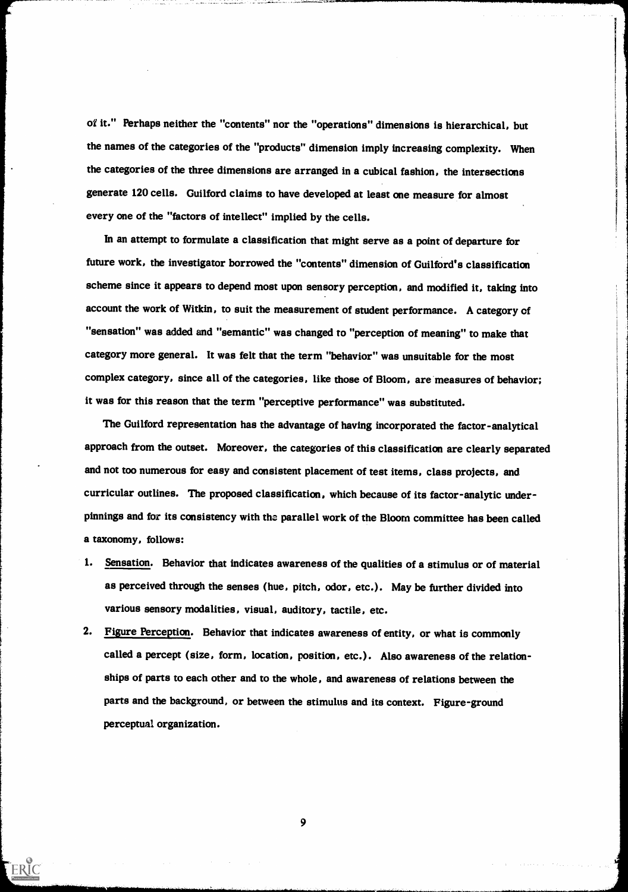of it." Perhaps neither the "contents" nor the "operations" dimensions is hierarchical, but the names of the categories of the "products" dimension imply increasing complexity. When the categories of the three dimensions are arranged in a cubical fashion, the intersections generate 120 cells. Guilford claims to have developed at least one measure for almost every one of the "factors of intellect" implied by the cells.

In an attempt to formulate a classification that might serve as a point of departure for future work, the investigator borrowed the "contents" dimension of Guilford's classification scheme since it appears to depend most upon sensory perception, and modified it, taking into account the work of Witkin, to suit the measurement of student performance. A category of "sensation" was added and "semantic" was changed to "perception of meaning" to make that category more general. It was felt that the term "behavior" was unsuitable for the most complex category, since all of the categories, like those of Bloom, are measures of behavior; it was for this reason that the term "perceptive performance" was substituted.

The Guilford representation has the advantage of having incorporated the factor-analytical approach from the outset. Moreover, the categories of this classification are clearly separated and not too numerous for easy and consistent placement of test items, class projects, and curricular outlines. The proposed classification, which because of its factor-analytic underpinnings and for its consistency with the parallel work of the Bloom committee has been called a taxonomy, follows:

1. Sensation. Behavior that indicates awareness of the qualities of a stimulus or of material as perceived through the senses (hue, pitch, odor, etc.). May be further divided into various sensory modalities, visual, auditory, tactile, etc.
2. Figure Perception. Behavior that indicates awareness of entity, or what is commonly called a percept (size, form, location, position, etc.). Also awareness of the relationships of parts to each other and to the whole, and awareness of relations between the parts and the background, or between the stimulus and its context. Figure-ground perceptual organization.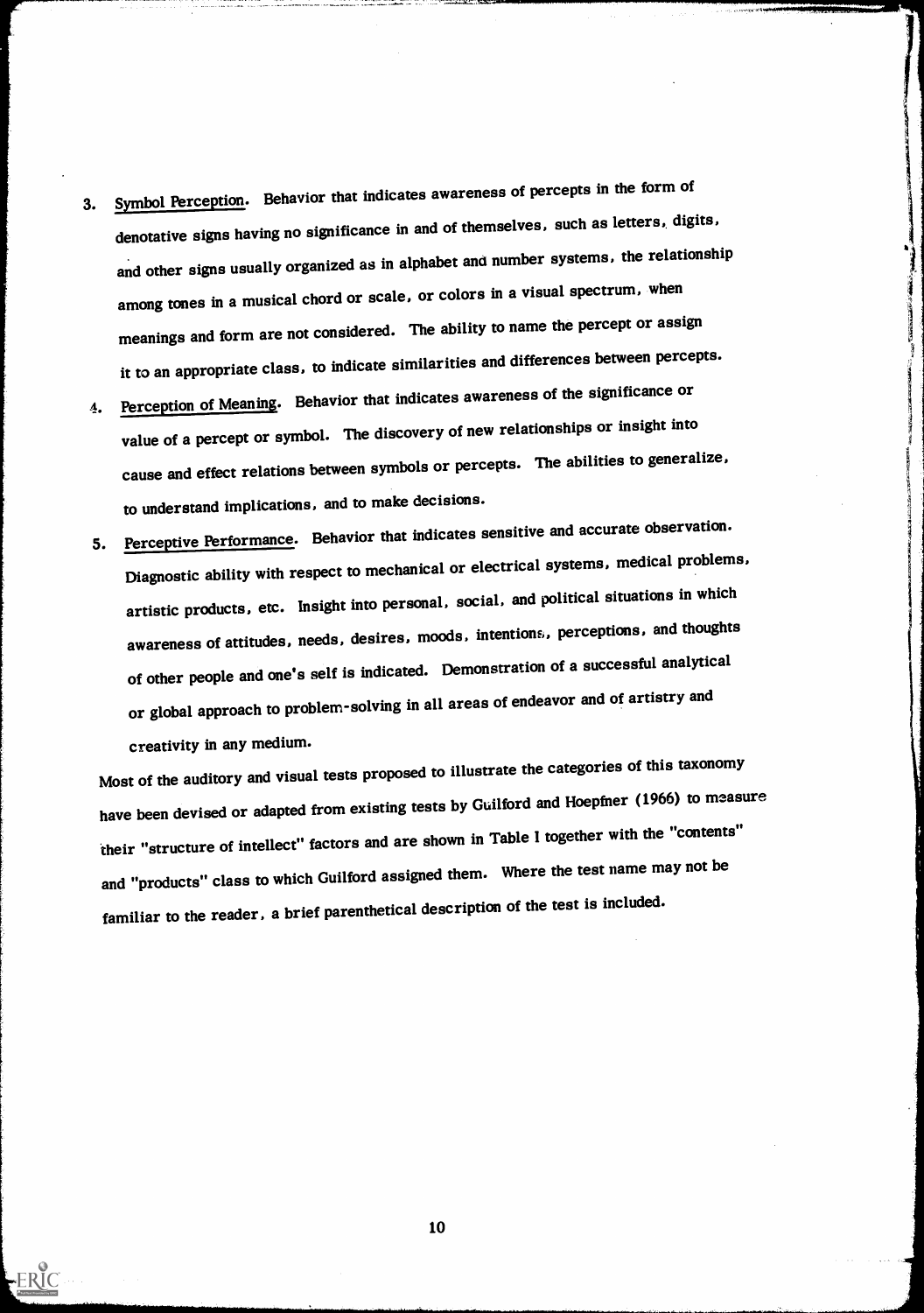3. Symbol Perception. Behavior that indicates awareness of percepts in the form of denotative signs having no significance in and of themselves, such as letters, digits, and other signs usually organized as in alphabet and number systems, the relationship among tones in a musical chord or scale, or colors in a visual spectrum, when meanings and form are not considered. The ability to name the percept or assign it to an appropriate class, to indicate similarities and differences between percepts.

4. Perception of Meaning. Behavior that indicates awareness of the significance or value of a percept or symbol. The discovery of new relationships or insight into cause and effect relations between symbols or percepts. The abilities to generalize, to understand implications, and to make decisions.

5. Perceptive Performance. Behavior that indicates sensitive and accurate observation. Diagnostic ability with respect to mechanical or electrical systems, medical problems, artistic products, etc. Insight into personal, social, and political situations in which awareness of attitudes, needs, desires, moods, intentions, perceptions, and thoughts of other people and one's self is indicated. Demonstration of a successful analytical or global approach to problem-solving in all areas of endeavor and of artistry and creativity in any medium.

Most of the auditory and visual tests proposed to illustrate the categories of this taxonomy have been devised or adapted from existing tests by Guilford and Hoepfner (1966) to measure their "structure of intellect" factors and are shown in Table I together with the "contents" and "products" class to which Guilford assigned them. Where the test name may not be familiar to the reader, a brief parenthetical description of the test is included.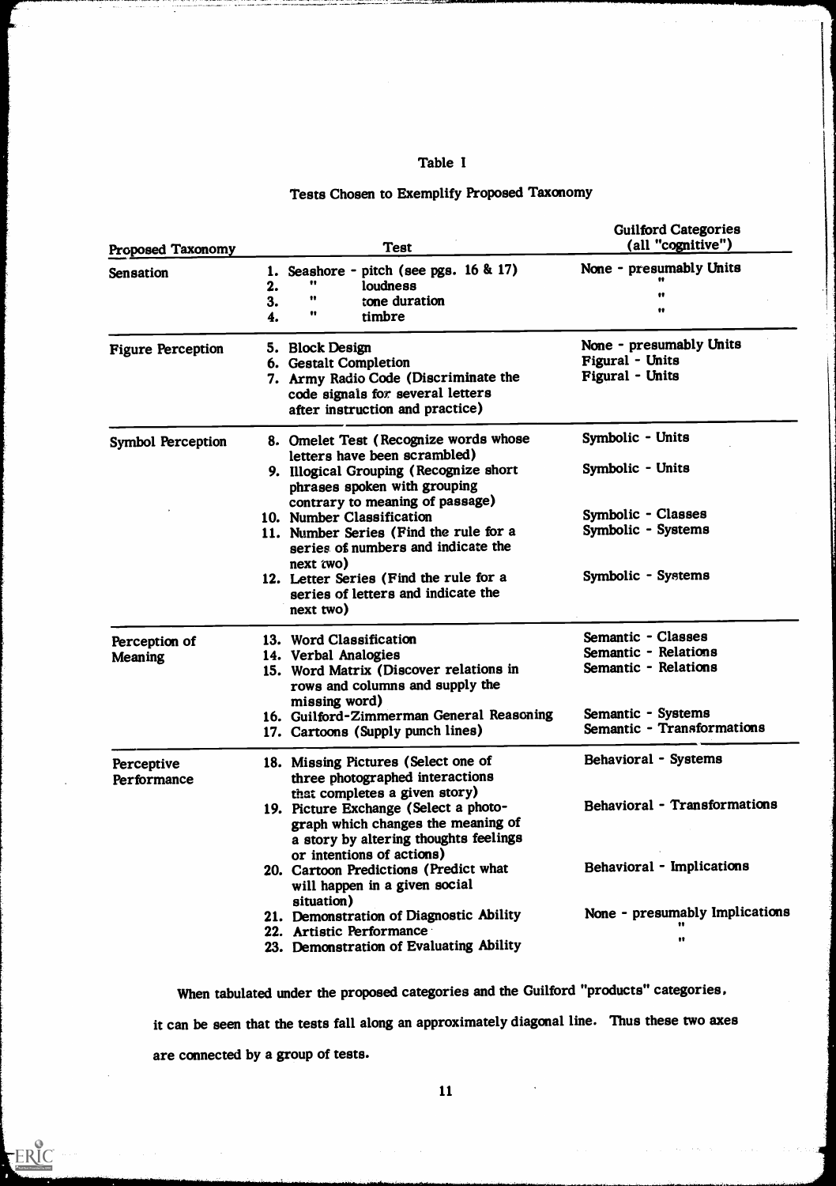Table I

Tests Chosen to Exemplify Proposed Taxonomy

| Proposed Taxonomy | Test | Guilford Categories (all "cognitive") |
|---|---|---|
| Sensation | 1. Seashore - pitch (see pgs. 16 & 17) | None - presumably Units |
| | 2. " loudness | " |
| | 3. " tone duration | " |
| | 4. " timbre | " |
| Figure Perception | 5. Block Design | None - presumably Units |
| | 6. Gestalt Completion | Figural - Units |
| | 7. Army Radio Code (Discriminate the code signals for several letters after instruction and practice) | Figural - Units |
| Symbol Perception | 8. Omelet Test (Recognize words whose letters have been scrambled) | Symbolic - Units |
| | 9. Illogical Grouping (Recognize short phrases spoken with grouping contrary to meaning of passage) | Symbolic - Units |
| | 10. Number Classification | Symbolic - Classes |
| | 11. Number Series (Find the rule for a series of numbers and indicate the next two) | Symbolic - Systems |
| | 12. Letter Series (Find the rule for a series of letters and indicate the next two) | Symbolic - Systems |
| Perception of Meaning | 13. Word Classification | Semantic - Classes |
| | 14. Verbal Analogies | Semantic - Relations |
| | 15. Word Matrix (Discover relations in rows and columns and supply the missing word) | Semantic - Relations |
| | 16. Guilford-Zimmerman General Reasoning | Semantic - Systems |
| | 17. Cartoons (Supply punch lines) | Semantic - Transformations |
| Perceptive Performance | 18. Missing Pictures (Select one of three photographed interactions that completes a given story) | Behavioral - Systems |
| | 19. Picture Exchange (Select a photograph which changes the meaning of a story by altering thoughts feelings or intentions of actions) | Behavioral - Transformations |
| | 20. Cartoon Predictions (Predict what will happen in a given social situation) | Behavioral - Implications |
| | 21. Demonstration of Diagnostic Ability | None - presumably Implications |
| | 22. Artistic Performance | " |
| | 23. Demonstration of Evaluating Ability | " |

When tabulated under the proposed categories and the Guilford "products" categories, it can be seen that the tests fall along an approximately diagonal line. Thus these two axes are connected by a group of tests.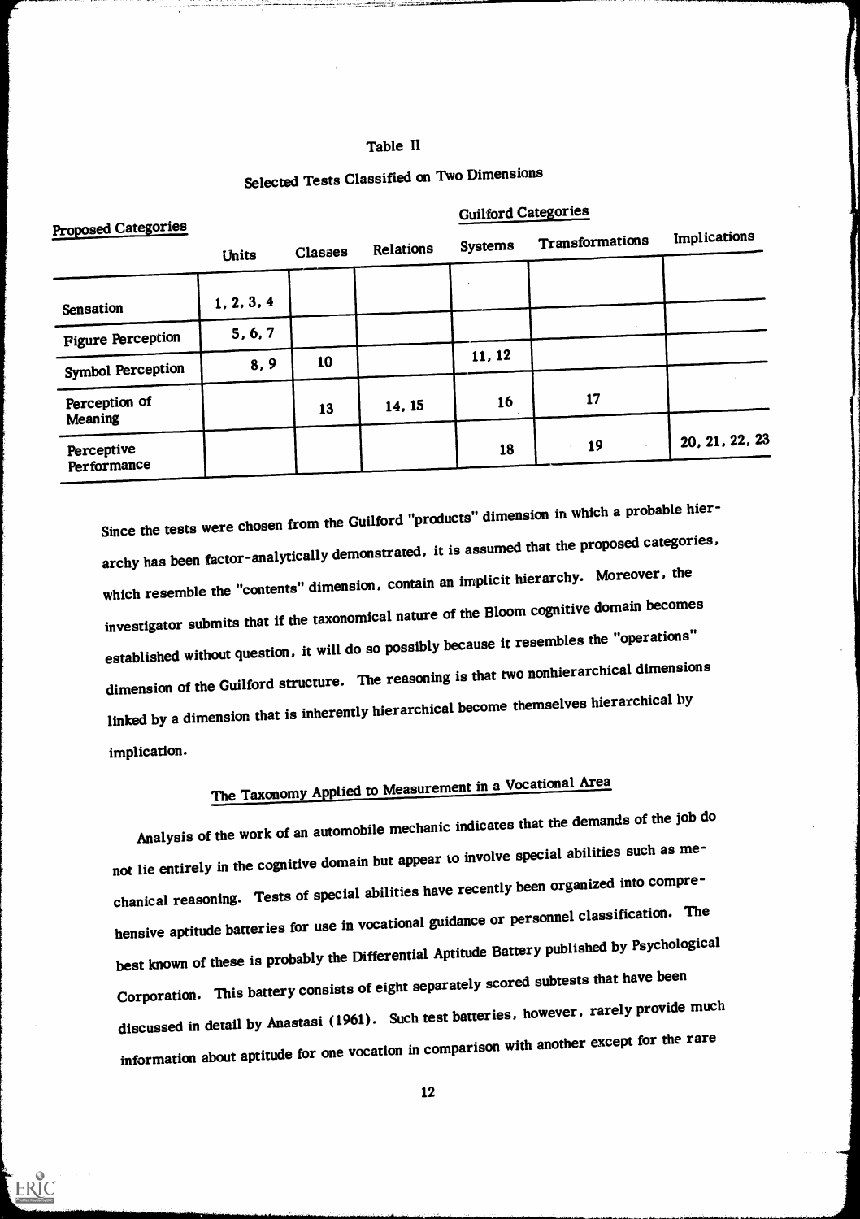Table II

Selected Tests Classified on Two Dimensions

| Proposed Categories | Guilford Categories | | | | | |
|---|---|---|---|---|---|---|
| | Units | Classes | Relations | Systems | Transformations | Implications |
| Sensation | 1, 2, 3, 4 | | | | | |
| Figure Perception | 5, 6, 7 | | | | | |
| Symbol Perception | 8, 9 | 10 | | 11, 12 | | |
| Perception of Meaning | | 13 | 14, 15 | 16 | 17 | |
| Perceptive Performance | | | | 18 | 19 | 20, 21, 22, 23 |

Since the tests were chosen from the Guilford "products" dimension in which a probable hierarchy has been factor-analytically demonstrated, it is assumed that the proposed categories, which resemble the "contents" dimension, contain an implicit hierarchy. Moreover, the investigator submits that if the taxonomical nature of the Bloom cognitive domain becomes established without question, it will do so possibly because it resembles the "operations" dimension of the Guilford structure. The reasoning is that two nonhierarchical dimensions linked by a dimension that is inherently hierarchical become themselves hierarchical by implication.

## The Taxonomy Applied to Measurement in a Vocational Area

Analysis of the work of an automobile mechanic indicates that the demands of the job do not lie entirely in the cognitive domain but appear to involve special abilities such as mechanical reasoning. Tests of special abilities have recently been organized into comprehensive aptitude batteries for use in vocational guidance or personnel classification. The best known of these is probably the Differential Aptitude Battery published by Psychological Corporation. This battery consists of eight separately scored subtests that have been discussed in detail by Anastasi (1961). Such test batteries, however, rarely provide much information about aptitude for one vocation in comparison with another except for the rare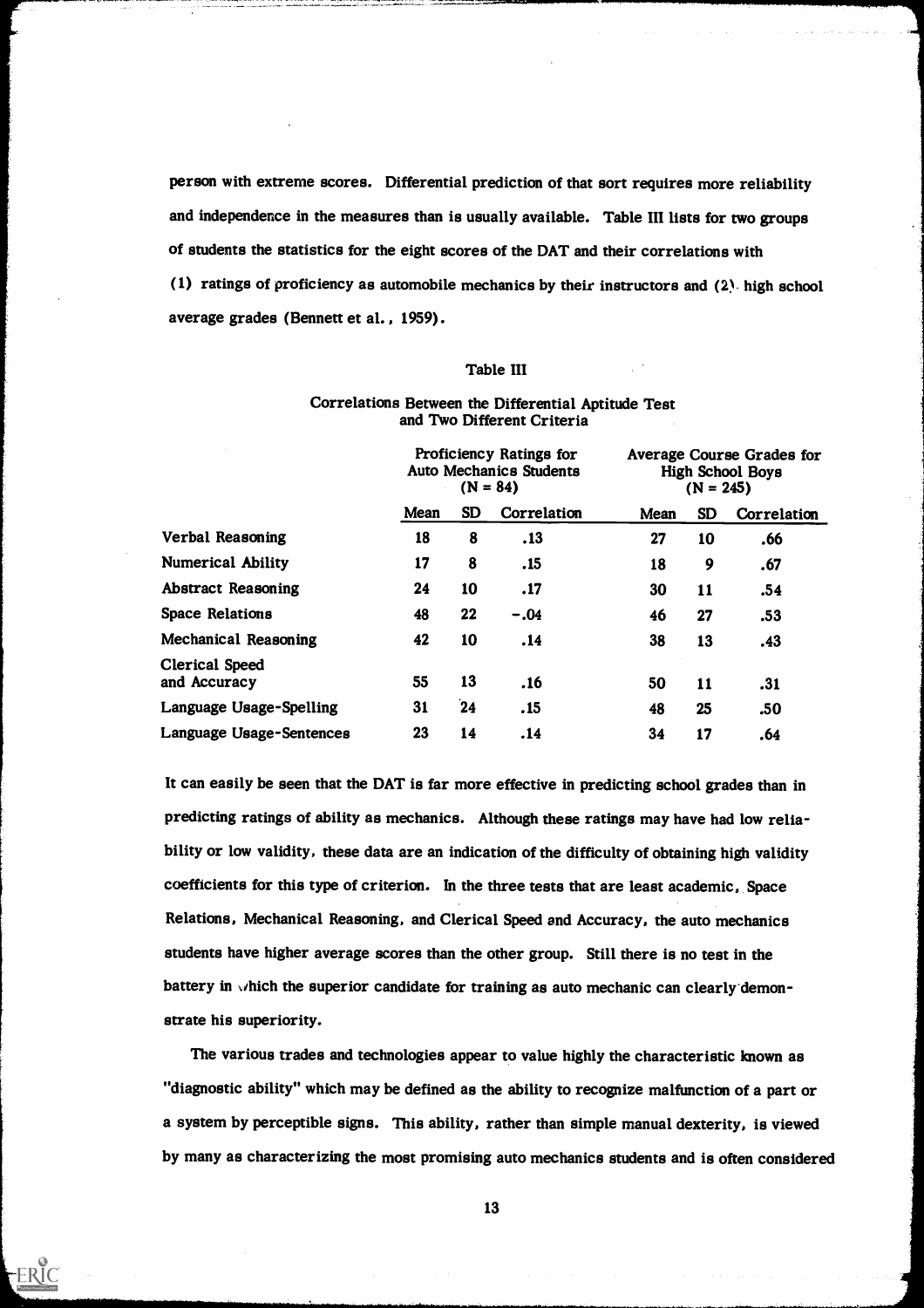person with extreme scores. Differential prediction of that sort requires more reliability and independence in the measures than is usually available. Table III lists for two groups of students the statistics for the eight scores of the DAT and their correlations with (1) ratings of proficiency as automobile mechanics by their instructors and (2) high school average grades (Bennett et al., 1959).

Table III

Correlations Between the Differential Aptitude Test and Two Different Criteria

| | Proficiency Ratings for Auto Mechanics Students (N = 84) | | | Average Course Grades for High School Boys (N = 245) | | |
|---|---|---|---|---|---|---|
| | Mean | SD | Correlation | Mean | SD | Correlation |
| Verbal Reasoning | 18 | 8 | .13 | 27 | 10 | .66 |
| Numerical Ability | 17 | 8 | .15 | 18 | 9 | .67 |
| Abstract Reasoning | 24 | 10 | .17 | 30 | 11 | .54 |
| Space Relations | 48 | 22 | −.04 | 46 | 27 | .53 |
| Mechanical Reasoning | 42 | 10 | .14 | 38 | 13 | .43 |
| Clerical Speed and Accuracy | 55 | 13 | .16 | 50 | 11 | .31 |
| Language Usage-Spelling | 31 | 24 | .15 | 48 | 25 | .50 |
| Language Usage-Sentences | 23 | 14 | .14 | 34 | 17 | .64 |

It can easily be seen that the DAT is far more effective in predicting school grades than in predicting ratings of ability as mechanics. Although these ratings may have had low reliability or low validity, these data are an indication of the difficulty of obtaining high validity coefficients for this type of criterion. In the three tests that are least academic, Space Relations, Mechanical Reasoning, and Clerical Speed and Accuracy, the auto mechanics students have higher average scores than the other group. Still there is no test in the battery in which the superior candidate for training as auto mechanic can clearly demonstrate his superiority.

The various trades and technologies appear to value highly the characteristic known as "diagnostic ability" which may be defined as the ability to recognize malfunction of a part or a system by perceptible signs. This ability, rather than simple manual dexterity, is viewed by many as characterizing the most promising auto mechanics students and is often considered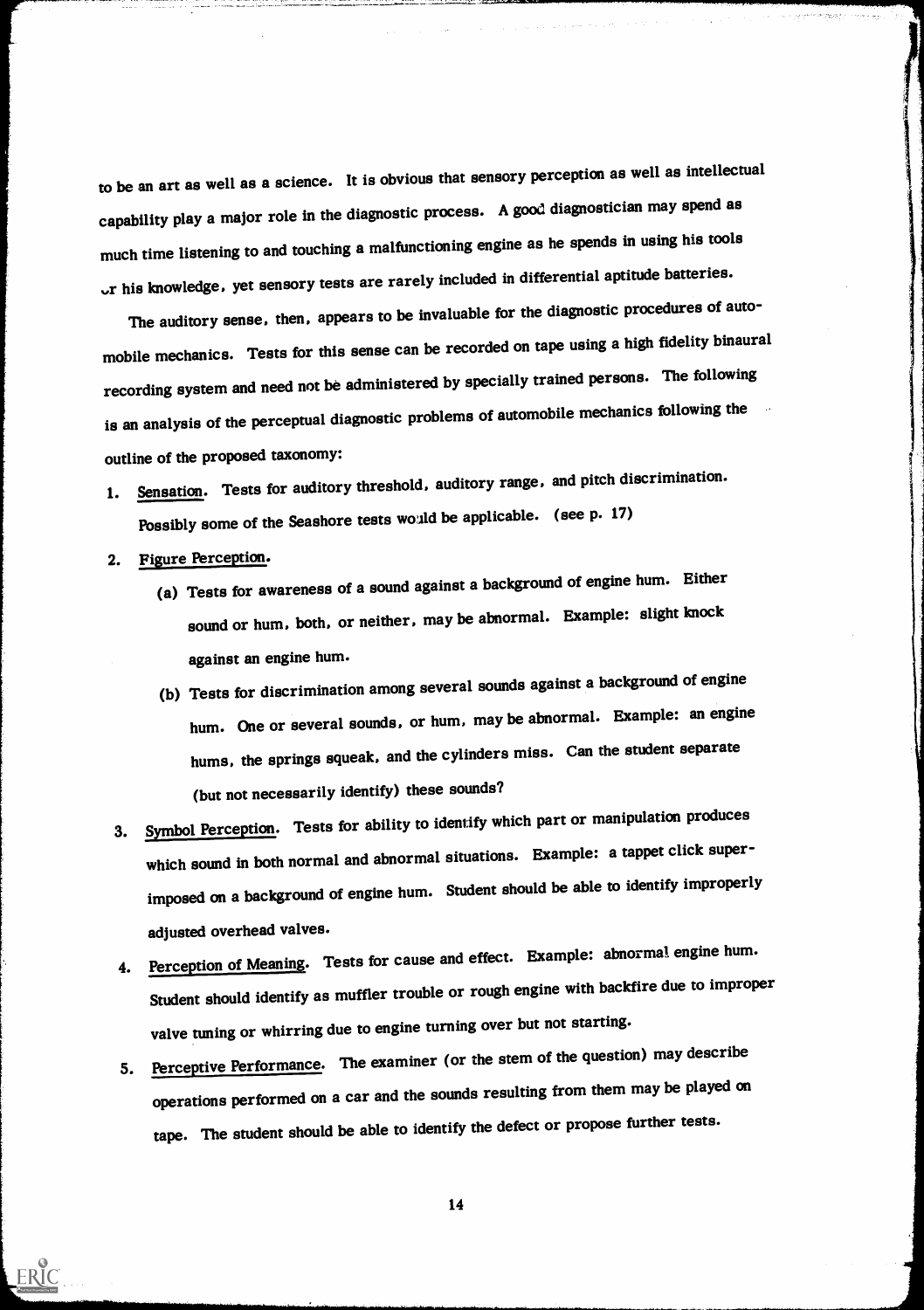to be an art as well as a science. It is obvious that sensory perception as well as intellectual capability play a major role in the diagnostic process. A good diagnostician may spend as much time listening to and touching a malfunctioning engine as he spends in using his tools or his knowledge, yet sensory tests are rarely included in differential aptitude batteries.

The auditory sense, then, appears to be invaluable for the diagnostic procedures of automobile mechanics. Tests for this sense can be recorded on tape using a high fidelity binaural recording system and need not be administered by specially trained persons. The following is an analysis of the perceptual diagnostic problems of automobile mechanics following the outline of the proposed taxonomy:

1. Sensation. Tests for auditory threshold, auditory range, and pitch discrimination. Possibly some of the Seashore tests would be applicable. (see p. 17)
2. Figure Perception.
   (a) Tests for awareness of a sound against a background of engine hum. Either sound or hum, both, or neither, may be abnormal. Example: slight knock against an engine hum.
   (b) Tests for discrimination among several sounds against a background of engine hum. One or several sounds, or hum, may be abnormal. Example: an engine hums, the springs squeak, and the cylinders miss. Can the student separate (but not necessarily identify) these sounds?
3. Symbol Perception. Tests for ability to identify which part or manipulation produces which sound in both normal and abnormal situations. Example: a tappet click superimposed on a background of engine hum. Student should be able to identify improperly adjusted overhead valves.
4. Perception of Meaning. Tests for cause and effect. Example: abnormal engine hum. Student should identify as muffler trouble or rough engine with backfire due to improper valve tuning or whirring due to engine turning over but not starting.
5. Perceptive Performance. The examiner (or the stem of the question) may describe operations performed on a car and the sounds resulting from them may be played on tape. The student should be able to identify the defect or propose further tests.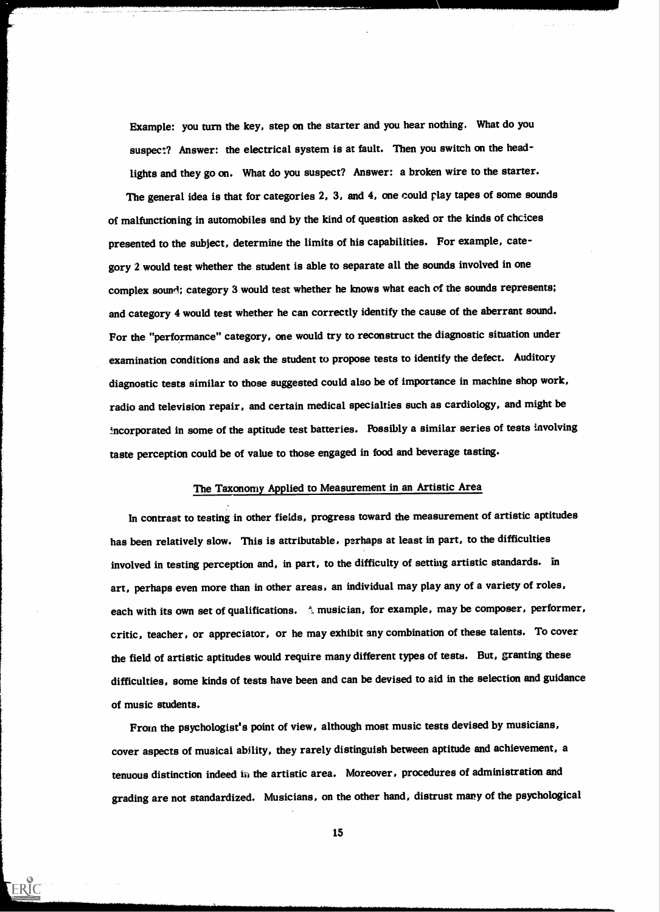Example: you turn the key, step on the starter and you hear nothing. What do you suspect? Answer: the electrical system is at fault. Then you switch on the headlights and they go on. What do you suspect? Answer: a broken wire to the starter.

The general idea is that for categories 2, 3, and 4, one could play tapes of some sounds of malfunctioning in automobiles and by the kind of question asked or the kinds of choices presented to the subject, determine the limits of his capabilities. For example, category 2 would test whether the student is able to separate all the sounds involved in one complex sound; category 3 would test whether he knows what each of the sounds represents; and category 4 would test whether he can correctly identify the cause of the aberrant sound. For the "performance" category, one would try to reconstruct the diagnostic situation under examination conditions and ask the student to propose tests to identify the defect. Auditory diagnostic tests similar to those suggested could also be of importance in machine shop work, radio and television repair, and certain medical specialties such as cardiology, and might be incorporated in some of the aptitude test batteries. Possibly a similar series of tests involving taste perception could be of value to those engaged in food and beverage tasting.

## The Taxonomy Applied to Measurement in an Artistic Area

In contrast to testing in other fields, progress toward the measurement of artistic aptitudes has been relatively slow. This is attributable, perhaps at least in part, to the difficulties involved in testing perception and, in part, to the difficulty of setting artistic standards. In art, perhaps even more than in other areas, an individual may play any of a variety of roles, each with its own set of qualifications. A musician, for example, may be composer, performer, critic, teacher, or appreciator, or he may exhibit any combination of these talents. To cover the field of artistic aptitudes would require many different types of tests. But, granting these difficulties, some kinds of tests have been and can be devised to aid in the selection and guidance of music students.

From the psychologist's point of view, although most music tests devised by musicians, cover aspects of musical ability, they rarely distinguish between aptitude and achievement, a tenuous distinction indeed in the artistic area. Moreover, procedures of administration and grading are not standardized. Musicians, on the other hand, distrust many of the psychological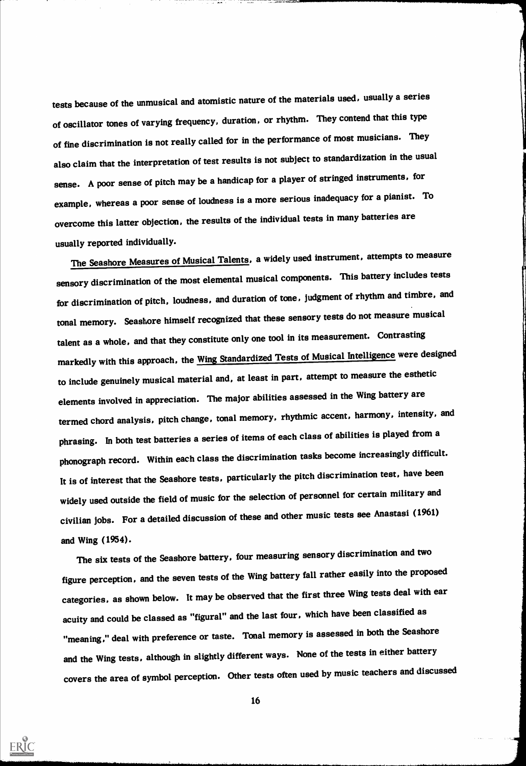tests because of the unmusical and atomistic nature of the materials used, usually a series of oscillator tones of varying frequency, duration, or rhythm. They contend that this type of fine discrimination is not really called for in the performance of most musicians. They also claim that the interpretation of test results is not subject to standardization in the usual sense. A poor sense of pitch may be a handicap for a player of stringed instruments, for example, whereas a poor sense of loudness is a more serious inadequacy for a pianist. To overcome this latter objection, the results of the individual tests in many batteries are usually reported individually.

The Seashore Measures of Musical Talents, a widely used instrument, attempts to measure sensory discrimination of the most elemental musical components. This battery includes tests for discrimination of pitch, loudness, and duration of tone, judgment of rhythm and timbre, and tonal memory. Seashore himself recognized that these sensory tests do not measure musical talent as a whole, and that they constitute only one tool in its measurement. Contrasting markedly with this approach, the Wing Standardized Tests of Musical Intelligence were designed to include genuinely musical material and, at least in part, attempt to measure the esthetic elements involved in appreciation. The major abilities assessed in the Wing battery are termed chord analysis, pitch change, tonal memory, rhythmic accent, harmony, intensity, and phrasing. In both test batteries a series of items of each class of abilities is played from a phonograph record. Within each class the discrimination tasks become increasingly difficult. It is of interest that the Seashore tests, particularly the pitch discrimination test, have been widely used outside the field of music for the selection of personnel for certain military and civilian jobs. For a detailed discussion of these and other music tests see Anastasi (1961) and Wing (1954).

The six tests of the Seashore battery, four measuring sensory discrimination and two figure perception, and the seven tests of the Wing battery fall rather easily into the proposed categories, as shown below. It may be observed that the first three Wing tests deal with ear acuity and could be classed as "figural" and the last four, which have been classified as "meaning," deal with preference or taste. Tonal memory is assessed in both the Seashore and the Wing tests, although in slightly different ways. None of the tests in either battery covers the area of symbol perception. Other tests often used by music teachers and discussed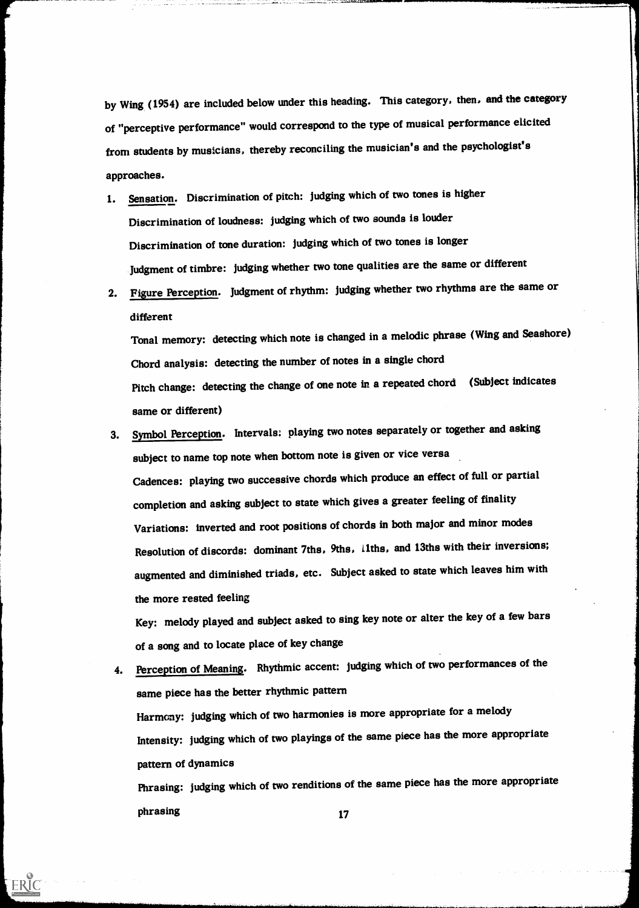by Wing (1954) are included below under this heading. This category, then, and the category of "perceptive performance" would correspond to the type of musical performance elicited from students by musicians, thereby reconciling the musician's and the psychologist's approaches.

1. Sensation. Discrimination of pitch: judging which of two tones is higher
   Discrimination of loudness: judging which of two sounds is louder
   Discrimination of tone duration: judging which of two tones is longer
   Judgment of timbre: judging whether two tone qualities are the same or different
2. Figure Perception. Judgment of rhythm: judging whether two rhythms are the same or different
   Tonal memory: detecting which note is changed in a melodic phrase (Wing and Seashore)
   Chord analysis: detecting the number of notes in a single chord
   Pitch change: detecting the change of one note in a repeated chord (Subject indicates same or different)
3. Symbol Perception. Intervals: playing two notes separately or together and asking subject to name top note when bottom note is given or vice versa
   Cadences: playing two successive chords which produce an effect of full or partial completion and asking subject to state which gives a greater feeling of finality
   Variations: inverted and root positions of chords in both major and minor modes
   Resolution of discords: dominant 7ths, 9ths, 11ths, and 13ths with their inversions; augmented and diminished triads, etc. Subject asked to state which leaves him with the more rested feeling
   Key: melody played and subject asked to sing key note or alter the key of a few bars of a song and to locate place of key change
4. Perception of Meaning. Rhythmic accent: judging which of two performances of the same piece has the better rhythmic pattern
   Harmony: judging which of two harmonies is more appropriate for a melody
   Intensity: judging which of two playings of the same piece has the more appropriate pattern of dynamics
   Phrasing: judging which of two renditions of the same piece has the more appropriate phrasing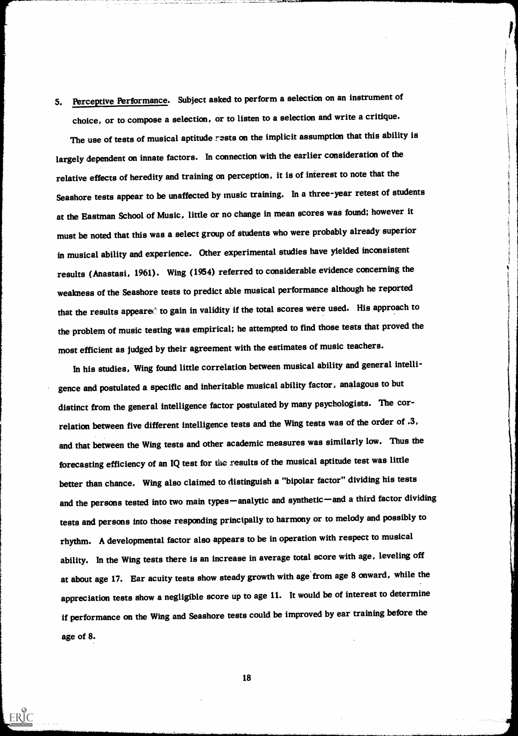5. Perceptive Performance. Subject asked to perform a selection on an instrument of choice, or to compose a selection, or to listen to a selection and write a critique.

The use of tests of musical aptitude rests on the implicit assumption that this ability is largely dependent on innate factors. In connection with the earlier consideration of the relative effects of heredity and training on perception, it is of interest to note that the Seashore tests appear to be unaffected by music training. In a three-year retest of students at the Eastman School of Music, little or no change in mean scores was found; however it must be noted that this was a select group of students who were probably already superior in musical ability and experience. Other experimental studies have yielded inconsistent results (Anastasi, 1961). Wing (1954) referred to considerable evidence concerning the weakness of the Seashore tests to predict able musical performance although he reported that the results appeared to gain in validity if the total scores were used. His approach to the problem of music testing was empirical; he attempted to find those tests that proved the most efficient as judged by their agreement with the estimates of music teachers.

In his studies, Wing found little correlation between musical ability and general intelligence and postulated a specific and inheritable musical ability factor, analagous to but distinct from the general intelligence factor postulated by many psychologists. The correlation between five different intelligence tests and the Wing tests was of the order of .3, and that between the Wing tests and other academic measures was similarly low. Thus the forecasting efficiency of an IQ test for the results of the musical aptitude test was little better than chance. Wing also claimed to distinguish a "bipolar factor" dividing his tests and the persons tested into two main types—analytic and synthetic—and a third factor dividing tests and persons into those responding principally to harmony or to melody and possibly to rhythm. A developmental factor also appears to be in operation with respect to musical ability. In the Wing tests there is an increase in average total score with age, leveling off at about age 17. Ear acuity tests show steady growth with age from age 8 onward, while the appreciation tests show a negligible score up to age 11. It would be of interest to determine if performance on the Wing and Seashore tests could be improved by ear training before the age of 8.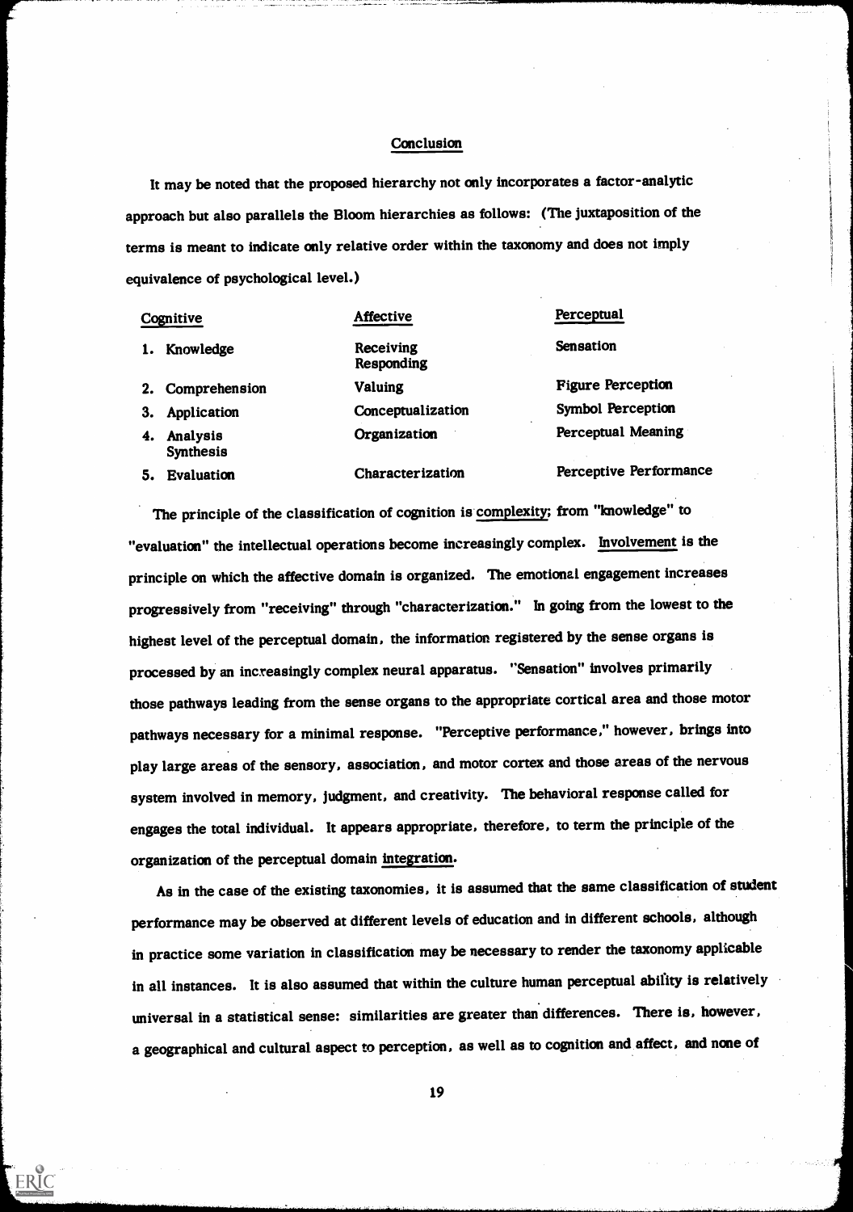## Conclusion

It may be noted that the proposed hierarchy not only incorporates a factor-analytic approach but also parallels the Bloom hierarchies as follows: (The juxtaposition of the terms is meant to indicate only relative order within the taxonomy and does not imply equivalence of psychological level.)

| Cognitive | Affective | Perceptual |
|---|---|---|
| 1. Knowledge | Receiving<br>Responding | Sensation |
| 2. Comprehension | Valuing | Figure Perception |
| 3. Application | Conceptualization | Symbol Perception |
| 4. Analysis<br>Synthesis | Organization | Perceptual Meaning |
| 5. Evaluation | Characterization | Perceptive Performance |

The principle of the classification of cognition is complexity; from "knowledge" to "evaluation" the intellectual operations become increasingly complex. Involvement is the principle on which the affective domain is organized. The emotional engagement increases progressively from "receiving" through "characterization." In going from the lowest to the highest level of the perceptual domain, the information registered by the sense organs is processed by an increasingly complex neural apparatus. "Sensation" involves primarily those pathways leading from the sense organs to the appropriate cortical area and those motor pathways necessary for a minimal response. "Perceptive performance," however, brings into play large areas of the sensory, association, and motor cortex and those areas of the nervous system involved in memory, judgment, and creativity. The behavioral response called for engages the total individual. It appears appropriate, therefore, to term the principle of the organization of the perceptual domain integration.

As in the case of the existing taxonomies, it is assumed that the same classification of student performance may be observed at different levels of education and in different schools, although in practice some variation in classification may be necessary to render the taxonomy applicable in all instances. It is also assumed that within the culture human perceptual ability is relatively universal in a statistical sense: similarities are greater than differences. There is, however, a geographical and cultural aspect to perception, as well as to cognition and affect, and none of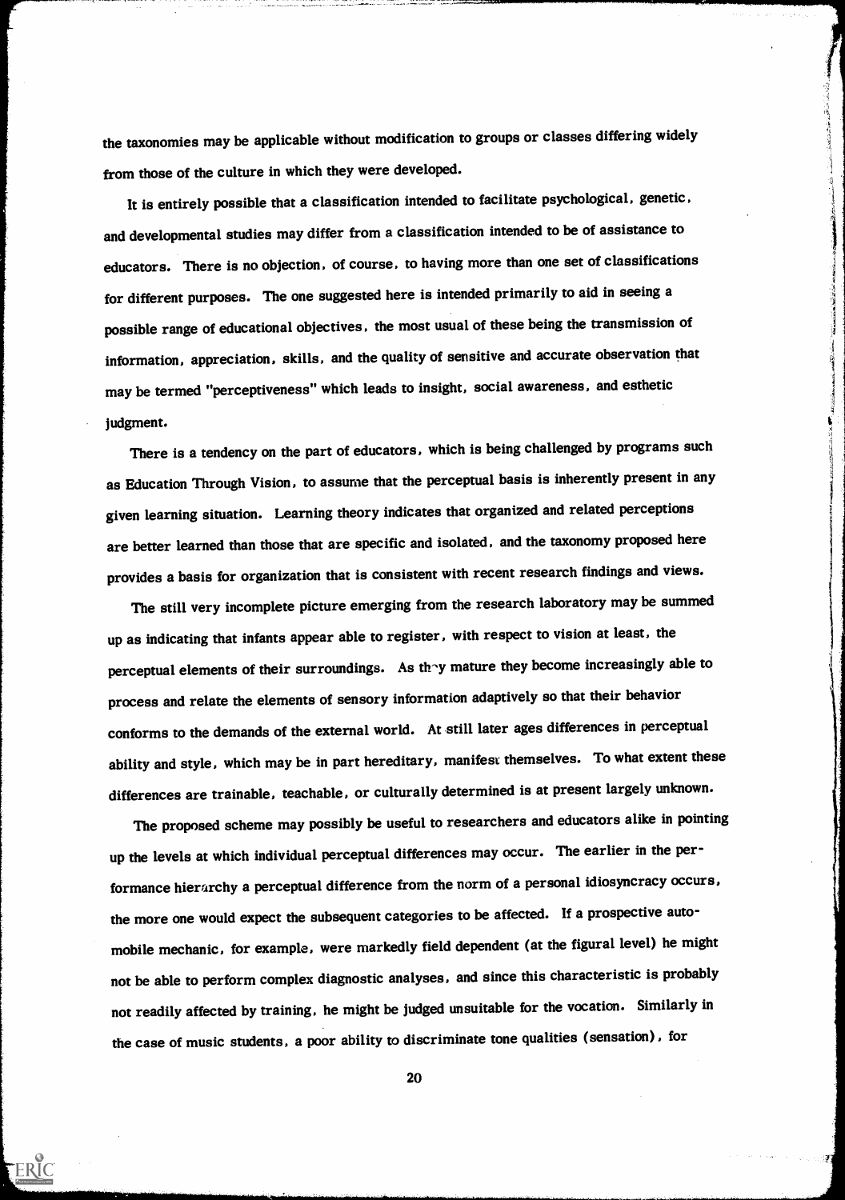the taxonomies may be applicable without modification to groups or classes differing widely from those of the culture in which they were developed.

It is entirely possible that a classification intended to facilitate psychological, genetic, and developmental studies may differ from a classification intended to be of assistance to educators. There is no objection, of course, to having more than one set of classifications for different purposes. The one suggested here is intended primarily to aid in seeing a possible range of educational objectives, the most usual of these being the transmission of information, appreciation, skills, and the quality of sensitive and accurate observation that may be termed "perceptiveness" which leads to insight, social awareness, and esthetic judgment.

There is a tendency on the part of educators, which is being challenged by programs such as Education Through Vision, to assume that the perceptual basis is inherently present in any given learning situation. Learning theory indicates that organized and related perceptions are better learned than those that are specific and isolated, and the taxonomy proposed here provides a basis for organization that is consistent with recent research findings and views.

The still very incomplete picture emerging from the research laboratory may be summed up as indicating that infants appear able to register, with respect to vision at least, the perceptual elements of their surroundings. As they mature they become increasingly able to process and relate the elements of sensory information adaptively so that their behavior conforms to the demands of the external world. At still later ages differences in perceptual ability and style, which may be in part hereditary, manifest themselves. To what extent these differences are trainable, teachable, or culturally determined is at present largely unknown.

The proposed scheme may possibly be useful to researchers and educators alike in pointing up the levels at which individual perceptual differences may occur. The earlier in the performance hierarchy a perceptual difference from the norm of a personal idiosyncracy occurs, the more one would expect the subsequent categories to be affected. If a prospective automobile mechanic, for example, were markedly field dependent (at the figural level) he might not be able to perform complex diagnostic analyses, and since this characteristic is probably not readily affected by training, he might be judged unsuitable for the vocation. Similarly in the case of music students, a poor ability to discriminate tone qualities (sensation), for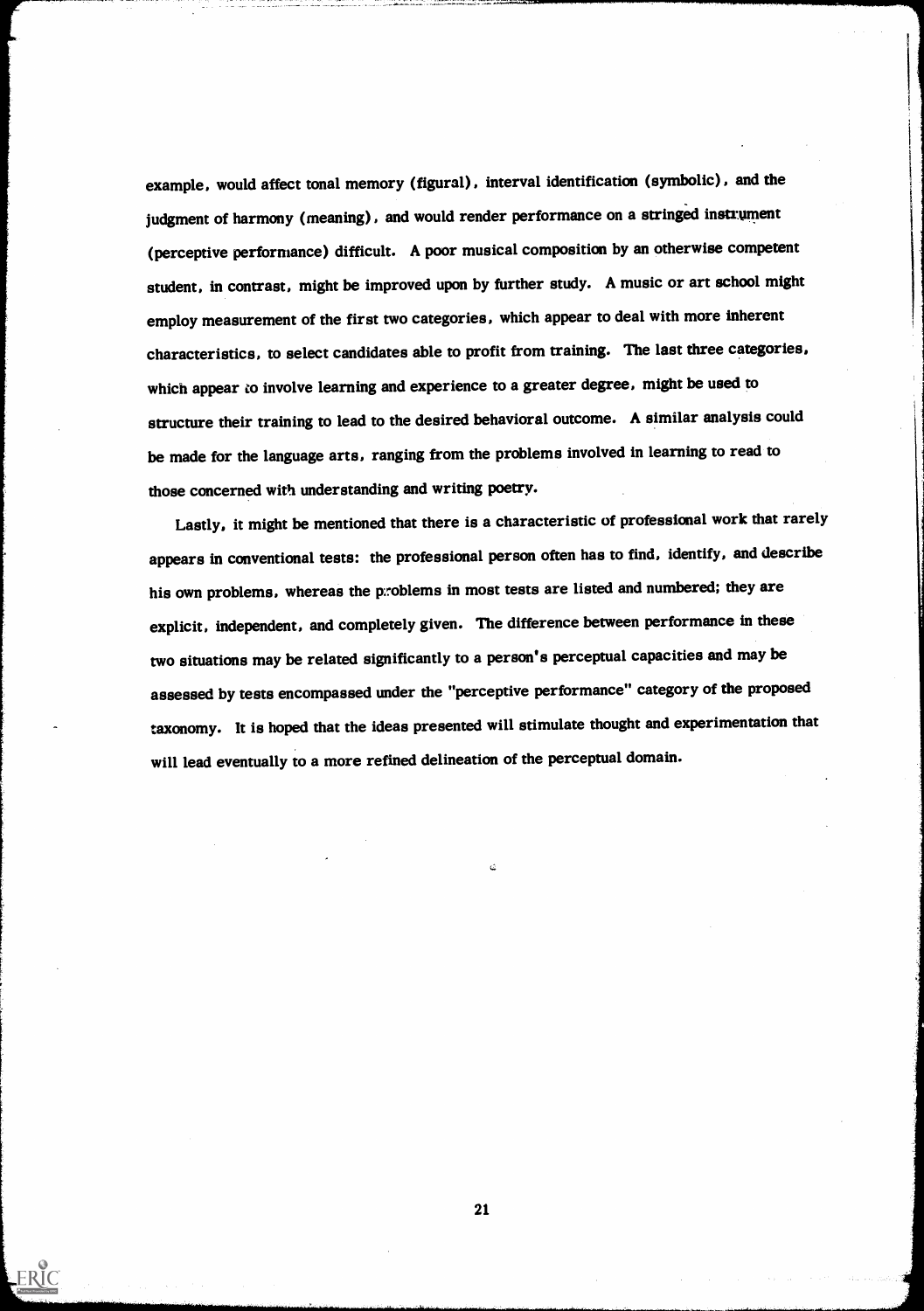example, would affect tonal memory (figural), interval identification (symbolic), and the judgment of harmony (meaning), and would render performance on a stringed instrument (perceptive performance) difficult. A poor musical composition by an otherwise competent student, in contrast, might be improved upon by further study. A music or art school might employ measurement of the first two categories, which appear to deal with more inherent characteristics, to select candidates able to profit from training. The last three categories, which appear to involve learning and experience to a greater degree, might be used to structure their training to lead to the desired behavioral outcome. A similar analysis could be made for the language arts, ranging from the problems involved in learning to read to those concerned with understanding and writing poetry.

Lastly, it might be mentioned that there is a characteristic of professional work that rarely appears in conventional tests: the professional person often has to find, identify, and describe his own problems, whereas the problems in most tests are listed and numbered; they are explicit, independent, and completely given. The difference between performance in these two situations may be related significantly to a person's perceptual capacities and may be assessed by tests encompassed under the "perceptive performance" category of the proposed taxonomy. It is hoped that the ideas presented will stimulate thought and experimentation that will lead eventually to a more refined delineation of the perceptual domain.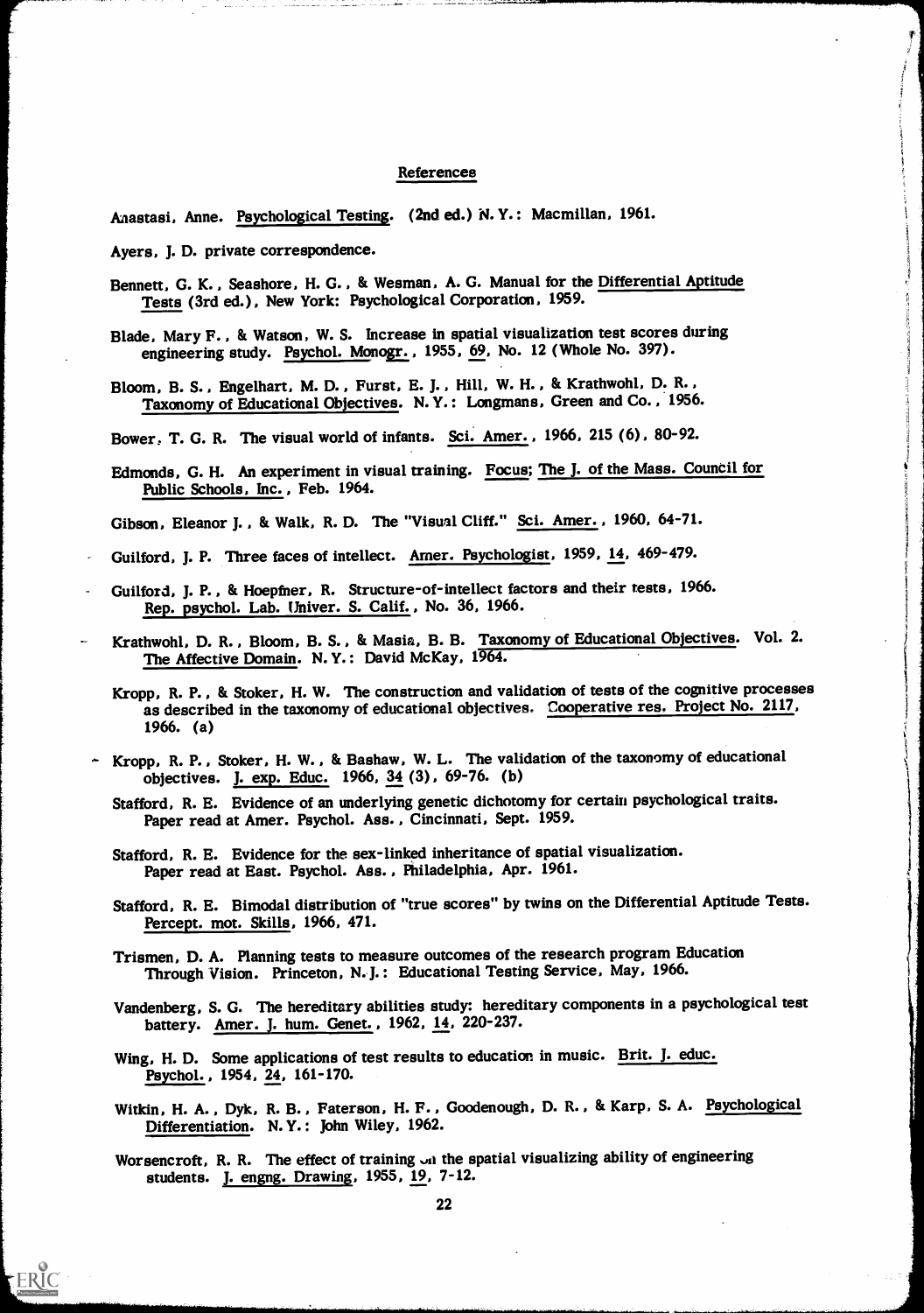## References

Anastasi, Anne. Psychological Testing. (2nd ed.) N. Y.: Macmillan, 1961.

Ayers, J. D. private correspondence.

Bennett, G. K., Seashore, H. G., & Wesman, A. G. Manual for the Differential Aptitude Tests (3rd ed.), New York: Psychological Corporation, 1959.

Blade, Mary F., & Watson, W. S. Increase in spatial visualization test scores during engineering study. Psychol. Monogr., 1955, 69, No. 12 (Whole No. 397).

Bloom, B. S., Engelhart, M. D., Furst, E. J., Hill, W. H., & Krathwohl, D. R., Taxonomy of Educational Objectives. N. Y.: Longmans, Green and Co., 1956.

Bower, T. G. R. The visual world of infants. Sci. Amer., 1966, 215 (6), 80-92.

Edmonds, G. H. An experiment in visual training. Focus; The J. of the Mass. Council for Public Schools, Inc., Feb. 1964.

Gibson, Eleanor J., & Walk, R. D. The "Visual Cliff." Sci. Amer., 1960, 64-71.

Guilford, J. P. Three faces of intellect. Amer. Psychologist, 1959, 14, 469-479.

Guilford, J. P., & Hoepfner, R. Structure-of-intellect factors and their tests, 1966. Rep. psychol. Lab. Univer. S. Calif., No. 36, 1966.

Krathwohl, D. R., Bloom, B. S., & Masia, B. B. Taxonomy of Educational Objectives. Vol. 2. The Affective Domain. N. Y.: David McKay, 1964.

Kropp, R. P., & Stoker, H. W. The construction and validation of tests of the cognitive processes as described in the taxonomy of educational objectives. Cooperative res. Project No. 2117, 1966. (a)

Kropp, R. P., Stoker, H. W., & Bashaw, W. L. The validation of the taxonomy of educational objectives. J. exp. Educ. 1966, 34 (3), 69-76. (b)

Stafford, R. E. Evidence of an underlying genetic dichotomy for certain psychological traits. Paper read at Amer. Psychol. Ass., Cincinnati, Sept. 1959.

Stafford, R. E. Evidence for the sex-linked inheritance of spatial visualization. Paper read at East. Psychol. Ass., Philadelphia, Apr. 1961.

Stafford, R. E. Bimodal distribution of "true scores" by twins on the Differential Aptitude Tests. Percept. mot. Skills, 1966, 471.

Trismen, D. A. Planning tests to measure outcomes of the research program Education Through Vision. Princeton, N. J.: Educational Testing Service, May, 1966.

Vandenberg, S. G. The hereditary abilities study: hereditary components in a psychological test battery. Amer. J. hum. Genet., 1962, 14, 220-237.

Wing, H. D. Some applications of test results to education in music. Brit. J. educ. Psychol., 1954, 24, 161-170.

Witkin, H. A., Dyk, R. B., Faterson, H. F., Goodenough, D. R., & Karp, S. A. Psychological Differentiation. N. Y.: John Wiley, 1962.

Worsencroft, R. R. The effect of training on the spatial visualizing ability of engineering students. J. engng. Drawing, 1955, 19, 7-12.